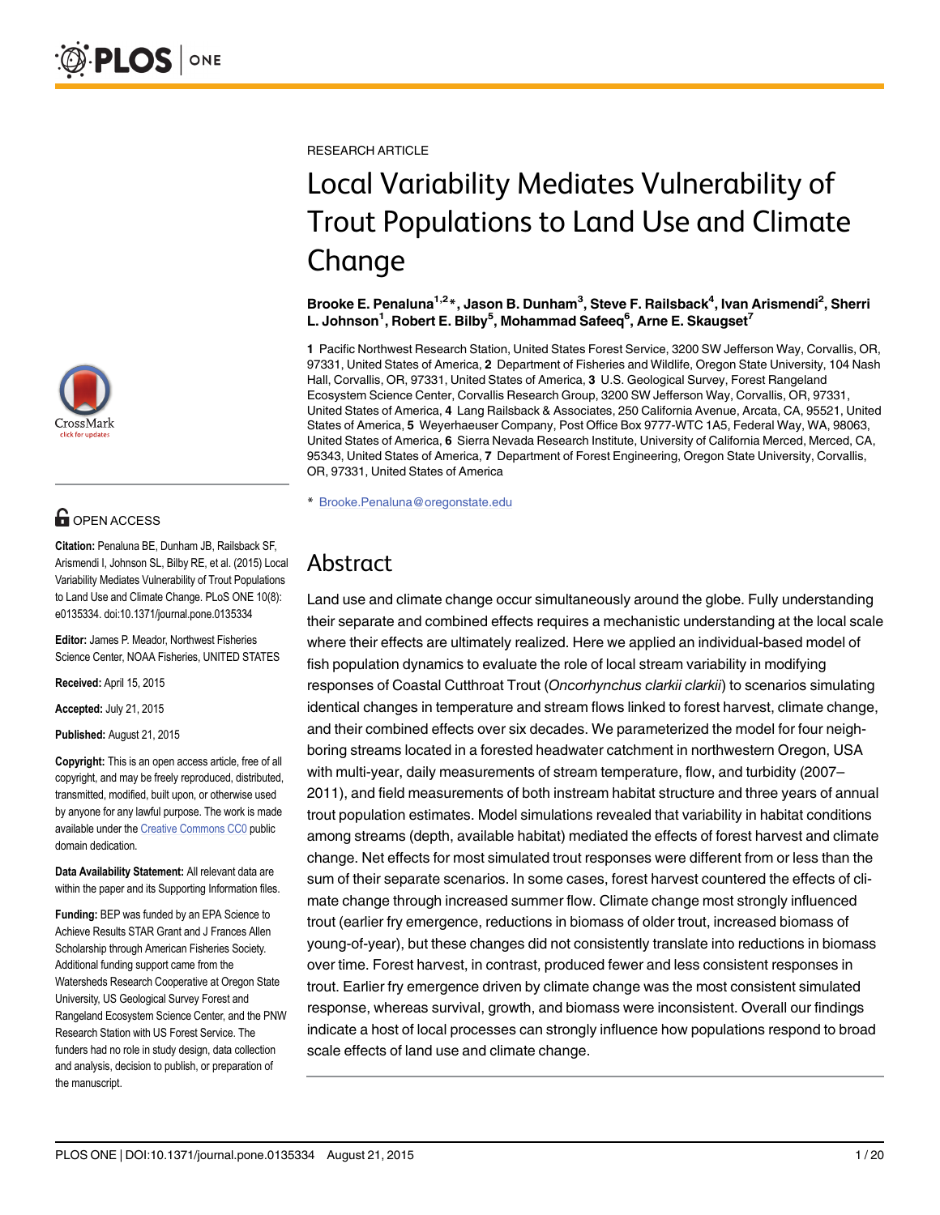RESEARCH ARTICLE

# Local Variability Mediates Vulnerability of Trout Populations to Land Use and Climate Change

**Brooke E. Penaluna[1,2]*, Jason B. Dunham[3], Steve F. Railsback[4], Ivan Arismendi[2], Sherri L. Johnson[1], Robert E. Bilby[5], Mohammad Safeeq[6], Arne E. Skaugset[7]**

**1** Pacific Northwest Research Station, United States Forest Service, 3200 SW Jefferson Way, Corvallis, OR, 97331, United States of America, **2** Department of Fisheries and Wildlife, Oregon State University, 104 Nash Hall, Corvallis, OR, 97331, United States of America, **3** U.S. Geological Survey, Forest Rangeland Ecosystem Science Center, Corvallis Research Group, 3200 SW Jefferson Way, Corvallis, OR, 97331, United States of America, **4** Lang Railsback & Associates, 250 California Avenue, Arcata, CA, 95521, United States of America, **5** Weyerhaeuser Company, Post Office Box 9777-WTC 1A5, Federal Way, WA, 98063, United States of America, **6** Sierra Nevada Research Institute, University of California Merced, Merced, CA, 95343, United States of America, **7** Department of Forest Engineering, Oregon State University, Corvallis, OR, 97331, United States of America

* Brooke.Penaluna@oregonstate.edu

OPEN ACCESS

**Citation:** Penaluna BE, Dunham JB, Railsback SF, Arismendi I, Johnson SL, Bilby RE, et al. (2015) Local Variability Mediates Vulnerability of Trout Populations to Land Use and Climate Change. PLoS ONE 10(8): e0135334. doi:10.1371/journal.pone.0135334

**Editor:** James P. Meador, Northwest Fisheries Science Center, NOAA Fisheries, UNITED STATES

**Received:** April 15, 2015

**Accepted:** July 21, 2015

**Published:** August 21, 2015

**Copyright:** This is an open access article, free of all copyright, and may be freely reproduced, distributed, transmitted, modified, built upon, or otherwise used by anyone for any lawful purpose. The work is made available under the Creative Commons CC0 public domain dedication.

**Data Availability Statement:** All relevant data are within the paper and its Supporting Information files.

**Funding:** BEP was funded by an EPA Science to Achieve Results STAR Grant and J Frances Allen Scholarship through American Fisheries Society. Additional funding support came from the Watersheds Research Cooperative at Oregon State University, US Geological Survey Forest and Rangeland Ecosystem Science Center, and the PNW Research Station with US Forest Service. The funders had no role in study design, data collection and analysis, decision to publish, or preparation of the manuscript.

## Abstract

Land use and climate change occur simultaneously around the globe. Fully understanding their separate and combined effects requires a mechanistic understanding at the local scale where their effects are ultimately realized. Here we applied an individual-based model of fish population dynamics to evaluate the role of local stream variability in modifying responses of Coastal Cutthroat Trout (*Oncorhynchus clarkii clarkii*) to scenarios simulating identical changes in temperature and stream flows linked to forest harvest, climate change, and their combined effects over six decades. We parameterized the model for four neighboring streams located in a forested headwater catchment in northwestern Oregon, USA with multi-year, daily measurements of stream temperature, flow, and turbidity (2007–2011), and field measurements of both instream habitat structure and three years of annual trout population estimates. Model simulations revealed that variability in habitat conditions among streams (depth, available habitat) mediated the effects of forest harvest and climate change. Net effects for most simulated trout responses were different from or less than the sum of their separate scenarios. In some cases, forest harvest countered the effects of climate change through increased summer flow. Climate change most strongly influenced trout (earlier fry emergence, reductions in biomass of older trout, increased biomass of young-of-year), but these changes did not consistently translate into reductions in biomass over time. Forest harvest, in contrast, produced fewer and less consistent responses in trout. Earlier fry emergence driven by climate change was the most consistent simulated response, whereas survival, growth, and biomass were inconsistent. Overall our findings indicate a host of local processes can strongly influence how populations respond to broad scale effects of land use and climate change.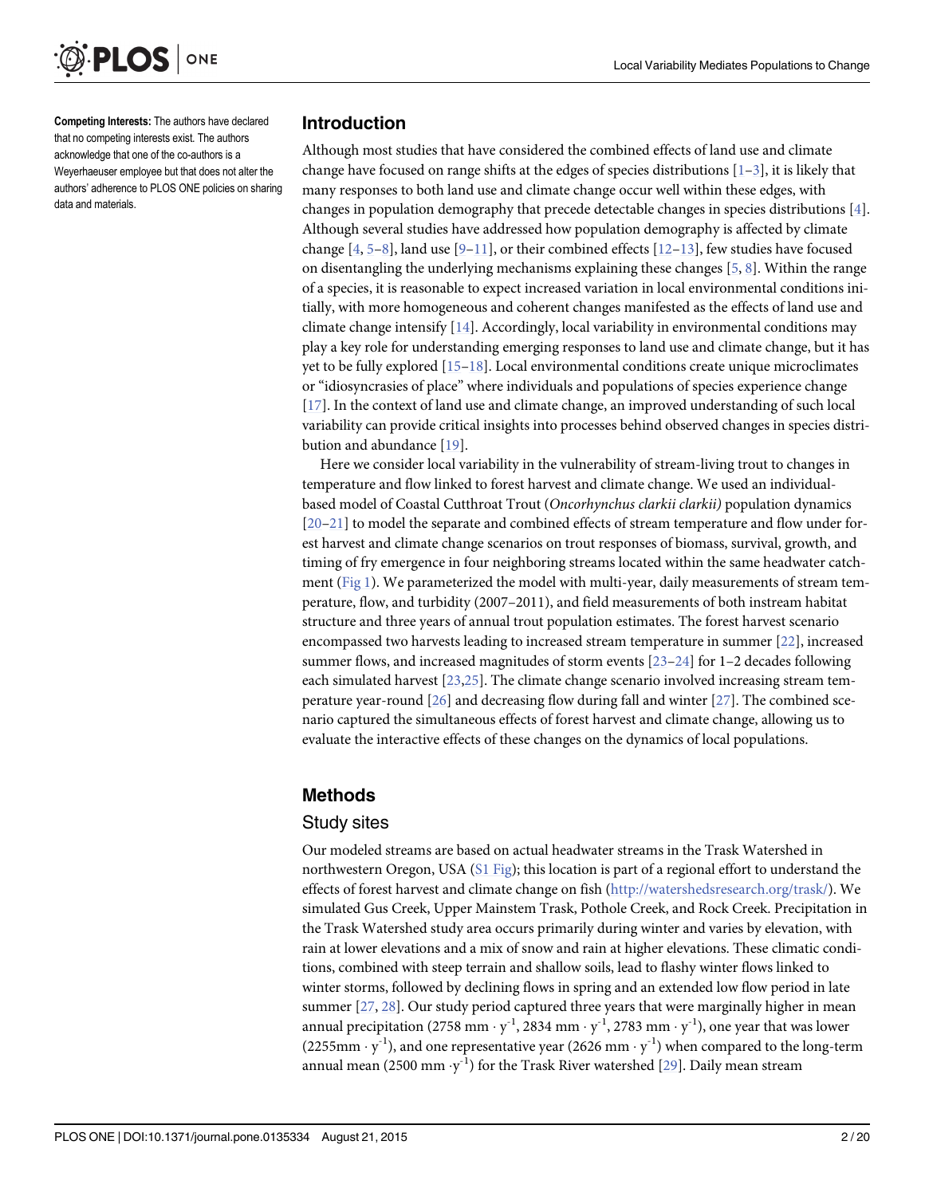**Competing Interests:** The authors have declared that no competing interests exist. The authors acknowledge that one of the co-authors is a Weyerhaeuser employee but that does not alter the authors' adherence to PLOS ONE policies on sharing data and materials.

## Introduction

Although most studies that have considered the combined effects of land use and climate change have focused on range shifts at the edges of species distributions [1–3], it is likely that many responses to both land use and climate change occur well within these edges, with changes in population demography that precede detectable changes in species distributions [4]. Although several studies have addressed how population demography is affected by climate change [4, 5–8], land use [9–11], or their combined effects [12–13], few studies have focused on disentangling the underlying mechanisms explaining these changes [5, 8]. Within the range of a species, it is reasonable to expect increased variation in local environmental conditions initially, with more homogeneous and coherent changes manifested as the effects of land use and climate change intensify [14]. Accordingly, local variability in environmental conditions may play a key role for understanding emerging responses to land use and climate change, but it has yet to be fully explored [15–18]. Local environmental conditions create unique microclimates or "idiosyncrasies of place" where individuals and populations of species experience change [17]. In the context of land use and climate change, an improved understanding of such local variability can provide critical insights into processes behind observed changes in species distribution and abundance [19].

Here we consider local variability in the vulnerability of stream-living trout to changes in temperature and flow linked to forest harvest and climate change. We used an individual-based model of Coastal Cutthroat Trout (*Oncorhynchus clarkii clarkii)* population dynamics [20–21] to model the separate and combined effects of stream temperature and flow under forest harvest and climate change scenarios on trout responses of biomass, survival, growth, and timing of fry emergence in four neighboring streams located within the same headwater catchment (Fig 1). We parameterized the model with multi-year, daily measurements of stream temperature, flow, and turbidity (2007–2011), and field measurements of both instream habitat structure and three years of annual trout population estimates. The forest harvest scenario encompassed two harvests leading to increased stream temperature in summer [22], increased summer flows, and increased magnitudes of storm events [23–24] for 1–2 decades following each simulated harvest [23,25]. The climate change scenario involved increasing stream temperature year-round [26] and decreasing flow during fall and winter [27]. The combined scenario captured the simultaneous effects of forest harvest and climate change, allowing us to evaluate the interactive effects of these changes on the dynamics of local populations.

## Methods

### Study sites

Our modeled streams are based on actual headwater streams in the Trask Watershed in northwestern Oregon, USA (S1 Fig); this location is part of a regional effort to understand the effects of forest harvest and climate change on fish (http://watershedsresearch.org/trask/). We simulated Gus Creek, Upper Mainstem Trask, Pothole Creek, and Rock Creek. Precipitation in the Trask Watershed study area occurs primarily during winter and varies by elevation, with rain at lower elevations and a mix of snow and rain at higher elevations. These climatic conditions, combined with steep terrain and shallow soils, lead to flashy winter flows linked to winter storms, followed by declining flows in spring and an extended low flow period in late summer [27, 28]. Our study period captured three years that were marginally higher in mean annual precipitation (2758 mm $\cdot$ $y^{-1}$, 2834 mm $\cdot$ $y^{-1}$, 2783 mm $\cdot$ $y^{-1}$), one year that was lower (2255mm $\cdot$ $y^{-1}$), and one representative year (2626 mm $\cdot$ $y^{-1}$) when compared to the long-term annual mean (2500 mm $\cdot y^{-1}$) for the Trask River watershed [29]. Daily mean stream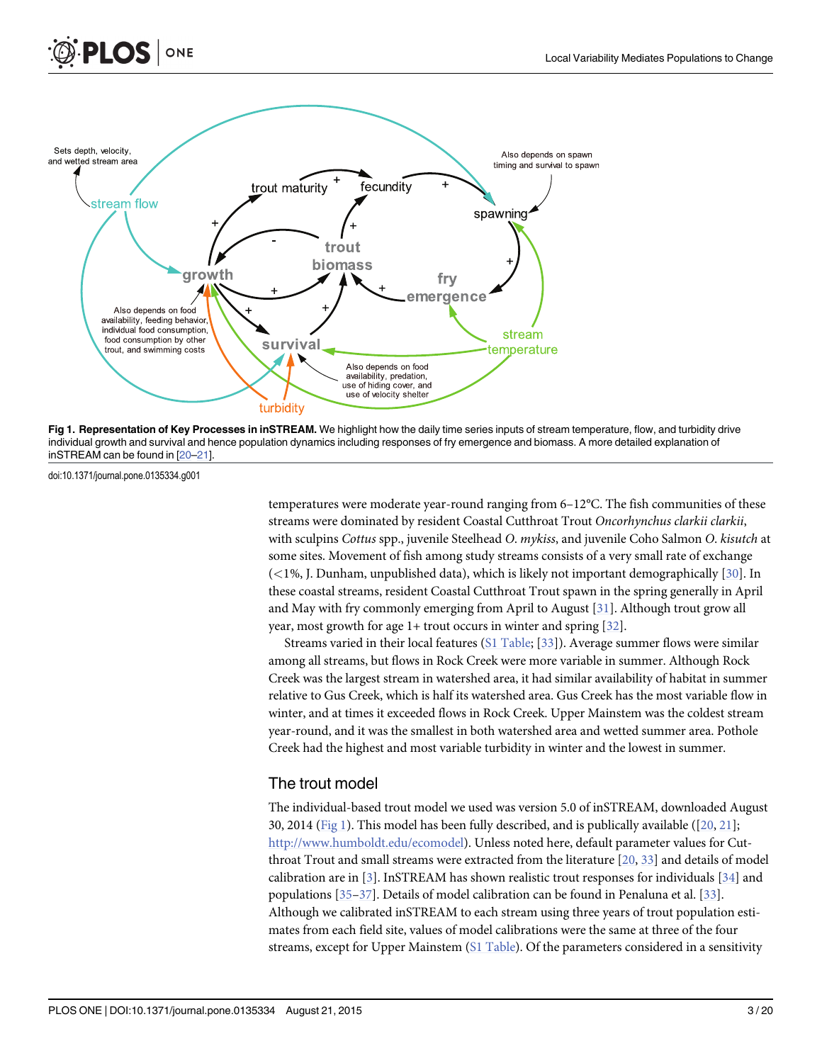**Fig 1. Representation of Key Processes in inSTREAM.** We highlight how the daily time series inputs of stream temperature, flow, and turbidity drive individual growth and survival and hence population dynamics including responses of fry emergence and biomass. A more detailed explanation of inSTREAM can be found in [20–21].

doi:10.1371/journal.pone.0135334.g001

temperatures were moderate year-round ranging from 6–12°C. The fish communities of these streams were dominated by resident Coastal Cutthroat Trout *Oncorhynchus clarkii clarkii*, with sculpins *Cottus* spp., juvenile Steelhead *O. mykiss*, and juvenile Coho Salmon *O. kisutch* at some sites. Movement of fish among study streams consists of a very small rate of exchange (<1%, J. Dunham, unpublished data), which is likely not important demographically [30]. In these coastal streams, resident Coastal Cutthroat Trout spawn in the spring generally in April and May with fry commonly emerging from April to August [31]. Although trout grow all year, most growth for age 1+ trout occurs in winter and spring [32].

Streams varied in their local features (S1 Table; [33]). Average summer flows were similar among all streams, but flows in Rock Creek were more variable in summer. Although Rock Creek was the largest stream in watershed area, it had similar availability of habitat in summer relative to Gus Creek, which is half its watershed area. Gus Creek has the most variable flow in winter, and at times it exceeded flows in Rock Creek. Upper Mainstem was the coldest stream year-round, and it was the smallest in both watershed area and wetted summer area. Pothole Creek had the highest and most variable turbidity in winter and the lowest in summer.

## The trout model

The individual-based trout model we used was version 5.0 of inSTREAM, downloaded August 30, 2014 (Fig 1). This model has been fully described, and is publically available ([20, 21]; http://www.humboldt.edu/ecomodel). Unless noted here, default parameter values for Cutthroat Trout and small streams were extracted from the literature [20, 33] and details of model calibration are in [3]. InSTREAM has shown realistic trout responses for individuals [34] and populations [35–37]. Details of model calibration can be found in Penaluna et al. [33]. Although we calibrated inSTREAM to each stream using three years of trout population estimates from each field site, values of model calibrations were the same at three of the four streams, except for Upper Mainstem (S1 Table). Of the parameters considered in a sensitivity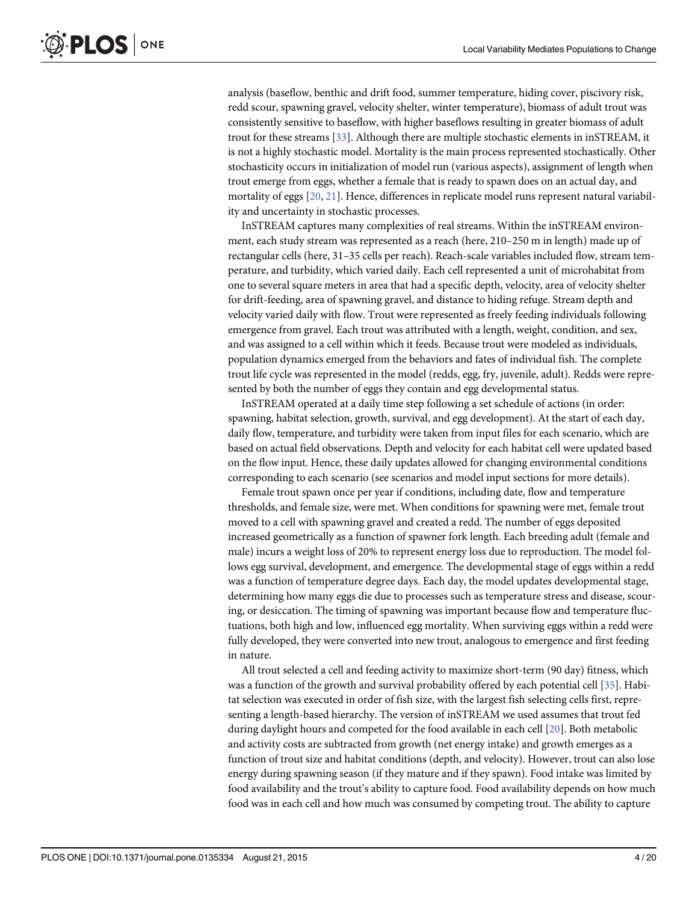analysis (baseflow, benthic and drift food, summer temperature, hiding cover, piscivory risk, redd scour, spawning gravel, velocity shelter, winter temperature), biomass of adult trout was consistently sensitive to baseflow, with higher baseflows resulting in greater biomass of adult trout for these streams [33]. Although there are multiple stochastic elements in inSTREAM, it is not a highly stochastic model. Mortality is the main process represented stochastically. Other stochasticity occurs in initialization of model run (various aspects), assignment of length when trout emerge from eggs, whether a female that is ready to spawn does on an actual day, and mortality of eggs [20, 21]. Hence, differences in replicate model runs represent natural variability and uncertainty in stochastic processes.

InSTREAM captures many complexities of real streams. Within the inSTREAM environment, each study stream was represented as a reach (here, 210–250 m in length) made up of rectangular cells (here, 31–35 cells per reach). Reach-scale variables included flow, stream temperature, and turbidity, which varied daily. Each cell represented a unit of microhabitat from one to several square meters in area that had a specific depth, velocity, area of velocity shelter for drift-feeding, area of spawning gravel, and distance to hiding refuge. Stream depth and velocity varied daily with flow. Trout were represented as freely feeding individuals following emergence from gravel. Each trout was attributed with a length, weight, condition, and sex, and was assigned to a cell within which it feeds. Because trout were modeled as individuals, population dynamics emerged from the behaviors and fates of individual fish. The complete trout life cycle was represented in the model (redds, egg, fry, juvenile, adult). Redds were represented by both the number of eggs they contain and egg developmental status.

InSTREAM operated at a daily time step following a set schedule of actions (in order: spawning, habitat selection, growth, survival, and egg development). At the start of each day, daily flow, temperature, and turbidity were taken from input files for each scenario, which are based on actual field observations. Depth and velocity for each habitat cell were updated based on the flow input. Hence, these daily updates allowed for changing environmental conditions corresponding to each scenario (see scenarios and model input sections for more details).

Female trout spawn once per year if conditions, including date, flow and temperature thresholds, and female size, were met. When conditions for spawning were met, female trout moved to a cell with spawning gravel and created a redd. The number of eggs deposited increased geometrically as a function of spawner fork length. Each breeding adult (female and male) incurs a weight loss of 20% to represent energy loss due to reproduction. The model follows egg survival, development, and emergence. The developmental stage of eggs within a redd was a function of temperature degree days. Each day, the model updates developmental stage, determining how many eggs die due to processes such as temperature stress and disease, scouring, or desiccation. The timing of spawning was important because flow and temperature fluctuations, both high and low, influenced egg mortality. When surviving eggs within a redd were fully developed, they were converted into new trout, analogous to emergence and first feeding in nature.

All trout selected a cell and feeding activity to maximize short-term (90 day) fitness, which was a function of the growth and survival probability offered by each potential cell [35]. Habitat selection was executed in order of fish size, with the largest fish selecting cells first, representing a length-based hierarchy. The version of inSTREAM we used assumes that trout fed during daylight hours and competed for the food available in each cell [20]. Both metabolic and activity costs are subtracted from growth (net energy intake) and growth emerges as a function of trout size and habitat conditions (depth, and velocity). However, trout can also lose energy during spawning season (if they mature and if they spawn). Food intake was limited by food availability and the trout's ability to capture food. Food availability depends on how much food was in each cell and how much was consumed by competing trout. The ability to capture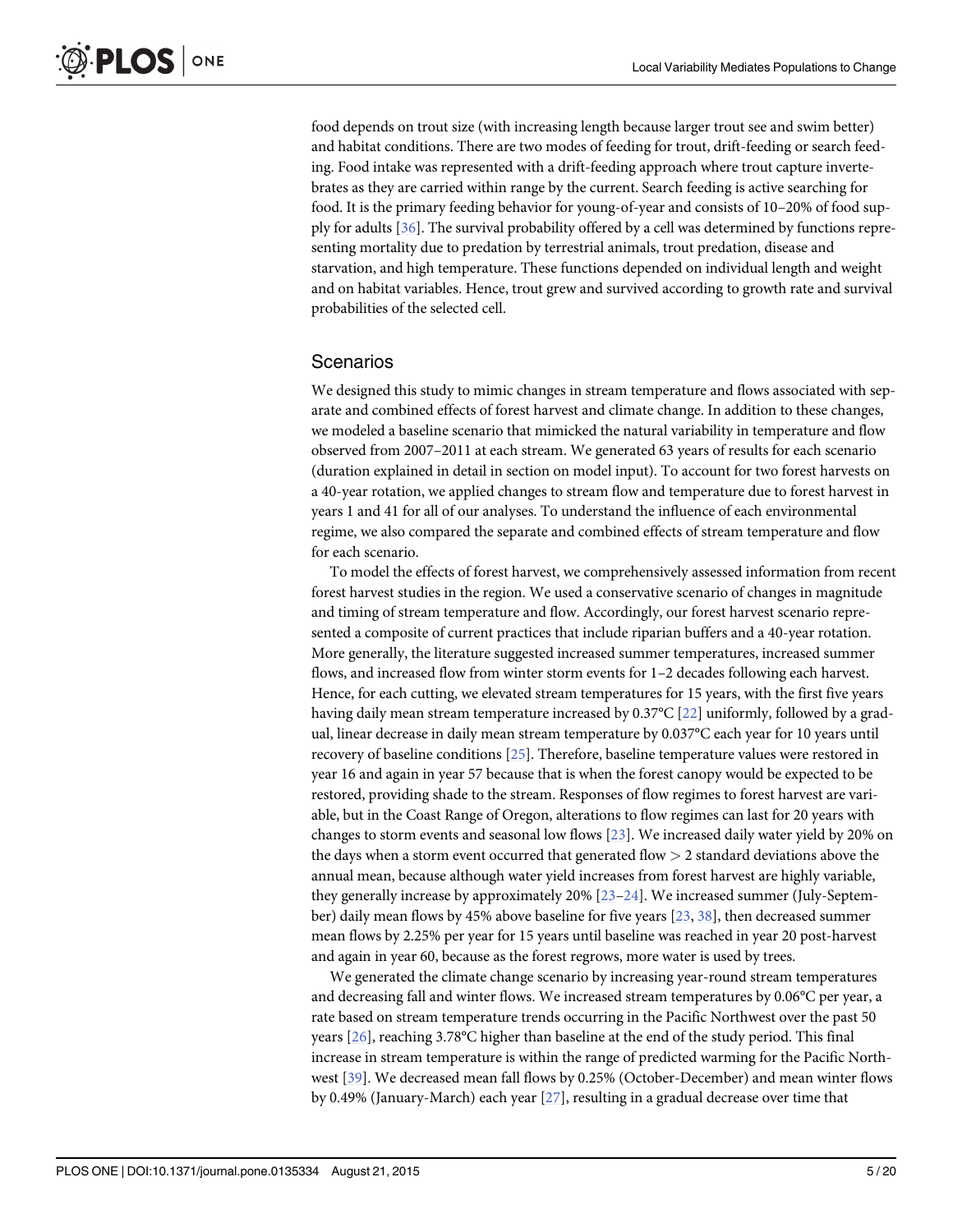food depends on trout size (with increasing length because larger trout see and swim better) and habitat conditions. There are two modes of feeding for trout, drift-feeding or search feeding. Food intake was represented with a drift-feeding approach where trout capture invertebrates as they are carried within range by the current. Search feeding is active searching for food. It is the primary feeding behavior for young-of-year and consists of 10–20% of food supply for adults [36]. The survival probability offered by a cell was determined by functions representing mortality due to predation by terrestrial animals, trout predation, disease and starvation, and high temperature. These functions depended on individual length and weight and on habitat variables. Hence, trout grew and survived according to growth rate and survival probabilities of the selected cell.

## Scenarios

We designed this study to mimic changes in stream temperature and flows associated with separate and combined effects of forest harvest and climate change. In addition to these changes, we modeled a baseline scenario that mimicked the natural variability in temperature and flow observed from 2007–2011 at each stream. We generated 63 years of results for each scenario (duration explained in detail in section on model input). To account for two forest harvests on a 40-year rotation, we applied changes to stream flow and temperature due to forest harvest in years 1 and 41 for all of our analyses. To understand the influence of each environmental regime, we also compared the separate and combined effects of stream temperature and flow for each scenario.

To model the effects of forest harvest, we comprehensively assessed information from recent forest harvest studies in the region. We used a conservative scenario of changes in magnitude and timing of stream temperature and flow. Accordingly, our forest harvest scenario represented a composite of current practices that include riparian buffers and a 40-year rotation. More generally, the literature suggested increased summer temperatures, increased summer flows, and increased flow from winter storm events for 1–2 decades following each harvest. Hence, for each cutting, we elevated stream temperatures for 15 years, with the first five years having daily mean stream temperature increased by 0.37°C [22] uniformly, followed by a gradual, linear decrease in daily mean stream temperature by 0.037°C each year for 10 years until recovery of baseline conditions [25]. Therefore, baseline temperature values were restored in year 16 and again in year 57 because that is when the forest canopy would be expected to be restored, providing shade to the stream. Responses of flow regimes to forest harvest are variable, but in the Coast Range of Oregon, alterations to flow regimes can last for 20 years with changes to storm events and seasonal low flows [23]. We increased daily water yield by 20% on the days when a storm event occurred that generated flow > 2 standard deviations above the annual mean, because although water yield increases from forest harvest are highly variable, they generally increase by approximately 20% [23–24]. We increased summer (July-September) daily mean flows by 45% above baseline for five years [23, 38], then decreased summer mean flows by 2.25% per year for 15 years until baseline was reached in year 20 post-harvest and again in year 60, because as the forest regrows, more water is used by trees.

We generated the climate change scenario by increasing year-round stream temperatures and decreasing fall and winter flows. We increased stream temperatures by 0.06°C per year, a rate based on stream temperature trends occurring in the Pacific Northwest over the past 50 years [26], reaching 3.78°C higher than baseline at the end of the study period. This final increase in stream temperature is within the range of predicted warming for the Pacific Northwest [39]. We decreased mean fall flows by 0.25% (October-December) and mean winter flows by 0.49% (January-March) each year [27], resulting in a gradual decrease over time that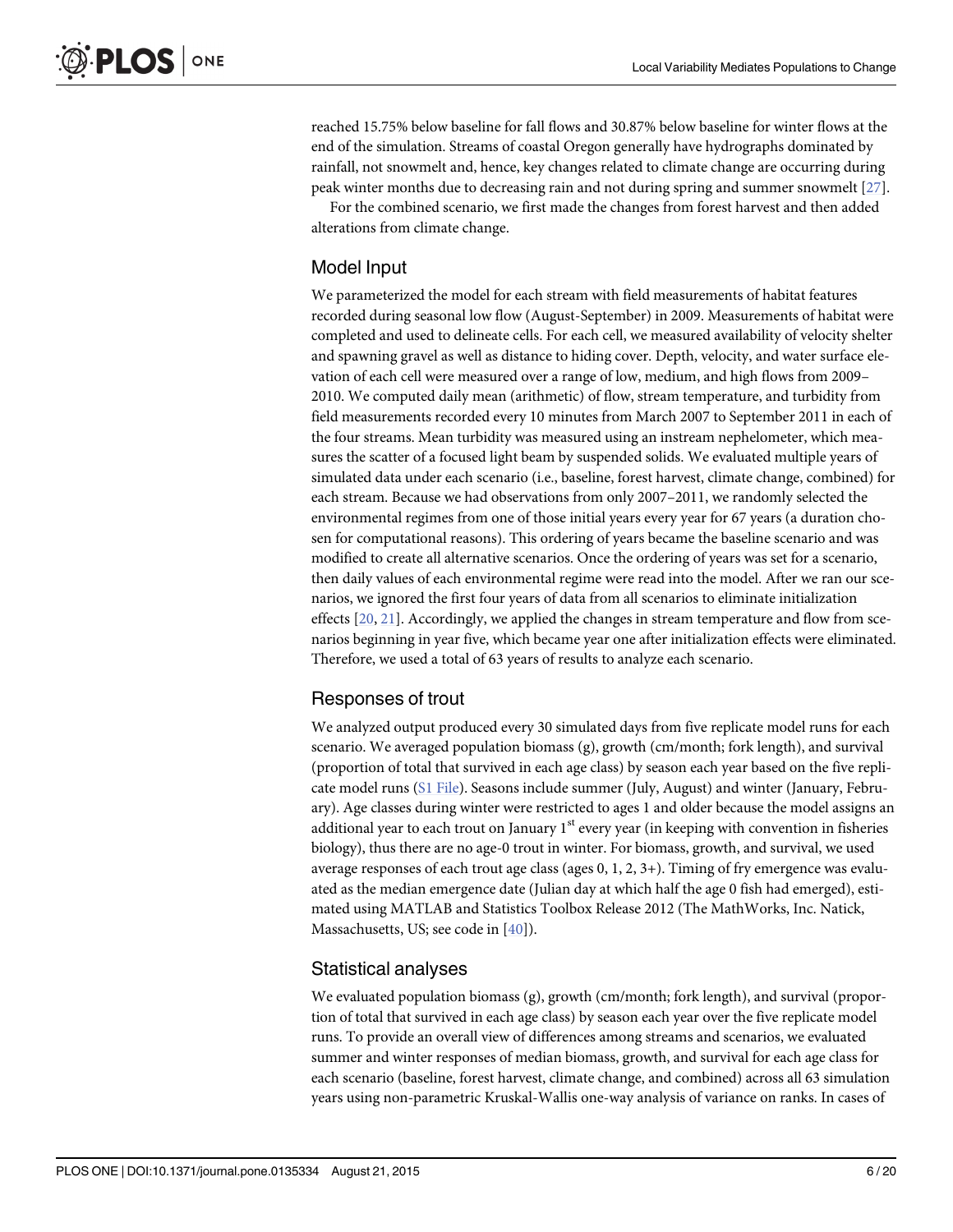reached 15.75% below baseline for fall flows and 30.87% below baseline for winter flows at the end of the simulation. Streams of coastal Oregon generally have hydrographs dominated by rainfall, not snowmelt and, hence, key changes related to climate change are occurring during peak winter months due to decreasing rain and not during spring and summer snowmelt [27].

For the combined scenario, we first made the changes from forest harvest and then added alterations from climate change.

## Model Input

We parameterized the model for each stream with field measurements of habitat features recorded during seasonal low flow (August-September) in 2009. Measurements of habitat were completed and used to delineate cells. For each cell, we measured availability of velocity shelter and spawning gravel as well as distance to hiding cover. Depth, velocity, and water surface elevation of each cell were measured over a range of low, medium, and high flows from 2009–2010. We computed daily mean (arithmetic) of flow, stream temperature, and turbidity from field measurements recorded every 10 minutes from March 2007 to September 2011 in each of the four streams. Mean turbidity was measured using an instream nephelometer, which measures the scatter of a focused light beam by suspended solids. We evaluated multiple years of simulated data under each scenario (i.e., baseline, forest harvest, climate change, combined) for each stream. Because we had observations from only 2007–2011, we randomly selected the environmental regimes from one of those initial years every year for 67 years (a duration chosen for computational reasons). This ordering of years became the baseline scenario and was modified to create all alternative scenarios. Once the ordering of years was set for a scenario, then daily values of each environmental regime were read into the model. After we ran our scenarios, we ignored the first four years of data from all scenarios to eliminate initialization effects [20, 21]. Accordingly, we applied the changes in stream temperature and flow from scenarios beginning in year five, which became year one after initialization effects were eliminated. Therefore, we used a total of 63 years of results to analyze each scenario.

## Responses of trout

We analyzed output produced every 30 simulated days from five replicate model runs for each scenario. We averaged population biomass (g), growth (cm/month; fork length), and survival (proportion of total that survived in each age class) by season each year based on the five replicate model runs (S1 File). Seasons include summer (July, August) and winter (January, February). Age classes during winter were restricted to ages 1 and older because the model assigns an additional year to each trout on January 1st every year (in keeping with convention in fisheries biology), thus there are no age-0 trout in winter. For biomass, growth, and survival, we used average responses of each trout age class (ages 0, 1, 2, 3+). Timing of fry emergence was evaluated as the median emergence date (Julian day at which half the age 0 fish had emerged), estimated using MATLAB and Statistics Toolbox Release 2012 (The MathWorks, Inc. Natick, Massachusetts, US; see code in [40]).

## Statistical analyses

We evaluated population biomass (g), growth (cm/month; fork length), and survival (proportion of total that survived in each age class) by season each year over the five replicate model runs. To provide an overall view of differences among streams and scenarios, we evaluated summer and winter responses of median biomass, growth, and survival for each age class for each scenario (baseline, forest harvest, climate change, and combined) across all 63 simulation years using non-parametric Kruskal-Wallis one-way analysis of variance on ranks. In cases of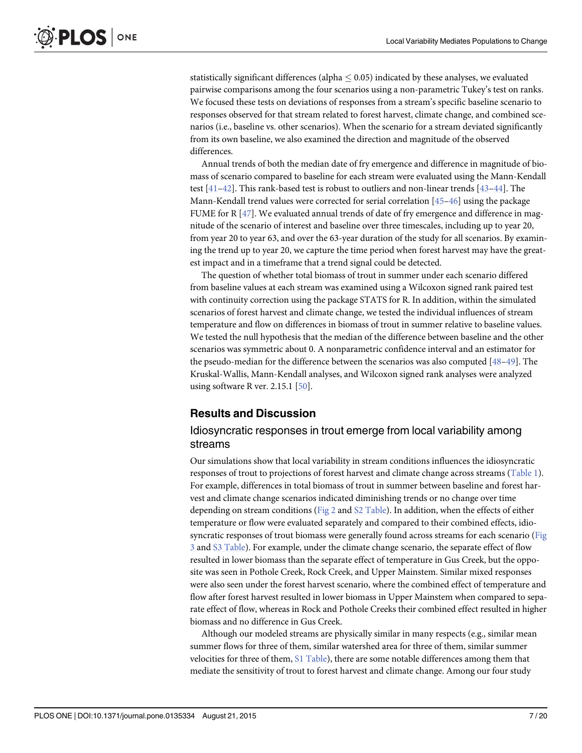statistically significant differences (alpha $\leq$ 0.05) indicated by these analyses, we evaluated pairwise comparisons among the four scenarios using a non-parametric Tukey's test on ranks. We focused these tests on deviations of responses from a stream's specific baseline scenario to responses observed for that stream related to forest harvest, climate change, and combined scenarios (i.e., baseline vs. other scenarios). When the scenario for a stream deviated significantly from its own baseline, we also examined the direction and magnitude of the observed differences.

Annual trends of both the median date of fry emergence and difference in magnitude of biomass of scenario compared to baseline for each stream were evaluated using the Mann-Kendall test [41–42]. This rank-based test is robust to outliers and non-linear trends [43–44]. The Mann-Kendall trend values were corrected for serial correlation [45–46] using the package FUME for R [47]. We evaluated annual trends of date of fry emergence and difference in magnitude of the scenario of interest and baseline over three timescales, including up to year 20, from year 20 to year 63, and over the 63-year duration of the study for all scenarios. By examining the trend up to year 20, we capture the time period when forest harvest may have the greatest impact and in a timeframe that a trend signal could be detected.

The question of whether total biomass of trout in summer under each scenario differed from baseline values at each stream was examined using a Wilcoxon signed rank paired test with continuity correction using the package STATS for R. In addition, within the simulated scenarios of forest harvest and climate change, we tested the individual influences of stream temperature and flow on differences in biomass of trout in summer relative to baseline values. We tested the null hypothesis that the median of the difference between baseline and the other scenarios was symmetric about 0. A nonparametric confidence interval and an estimator for the pseudo-median for the difference between the scenarios was also computed [48–49]. The Kruskal-Wallis, Mann-Kendall analyses, and Wilcoxon signed rank analyses were analyzed using software R ver. 2.15.1 [50].

## Results and Discussion

### Idiosyncratic responses in trout emerge from local variability among streams

Our simulations show that local variability in stream conditions influences the idiosyncratic responses of trout to projections of forest harvest and climate change across streams (Table 1). For example, differences in total biomass of trout in summer between baseline and forest harvest and climate change scenarios indicated diminishing trends or no change over time depending on stream conditions (Fig 2 and S2 Table). In addition, when the effects of either temperature or flow were evaluated separately and compared to their combined effects, idiosyncratic responses of trout biomass were generally found across streams for each scenario (Fig 3 and S3 Table). For example, under the climate change scenario, the separate effect of flow resulted in lower biomass than the separate effect of temperature in Gus Creek, but the opposite was seen in Pothole Creek, Rock Creek, and Upper Mainstem. Similar mixed responses were also seen under the forest harvest scenario, where the combined effect of temperature and flow after forest harvest resulted in lower biomass in Upper Mainstem when compared to separate effect of flow, whereas in Rock and Pothole Creeks their combined effect resulted in higher biomass and no difference in Gus Creek.

Although our modeled streams are physically similar in many respects (e.g., similar mean summer flows for three of them, similar watershed area for three of them, similar summer velocities for three of them, S1 Table), there are some notable differences among them that mediate the sensitivity of trout to forest harvest and climate change. Among our four study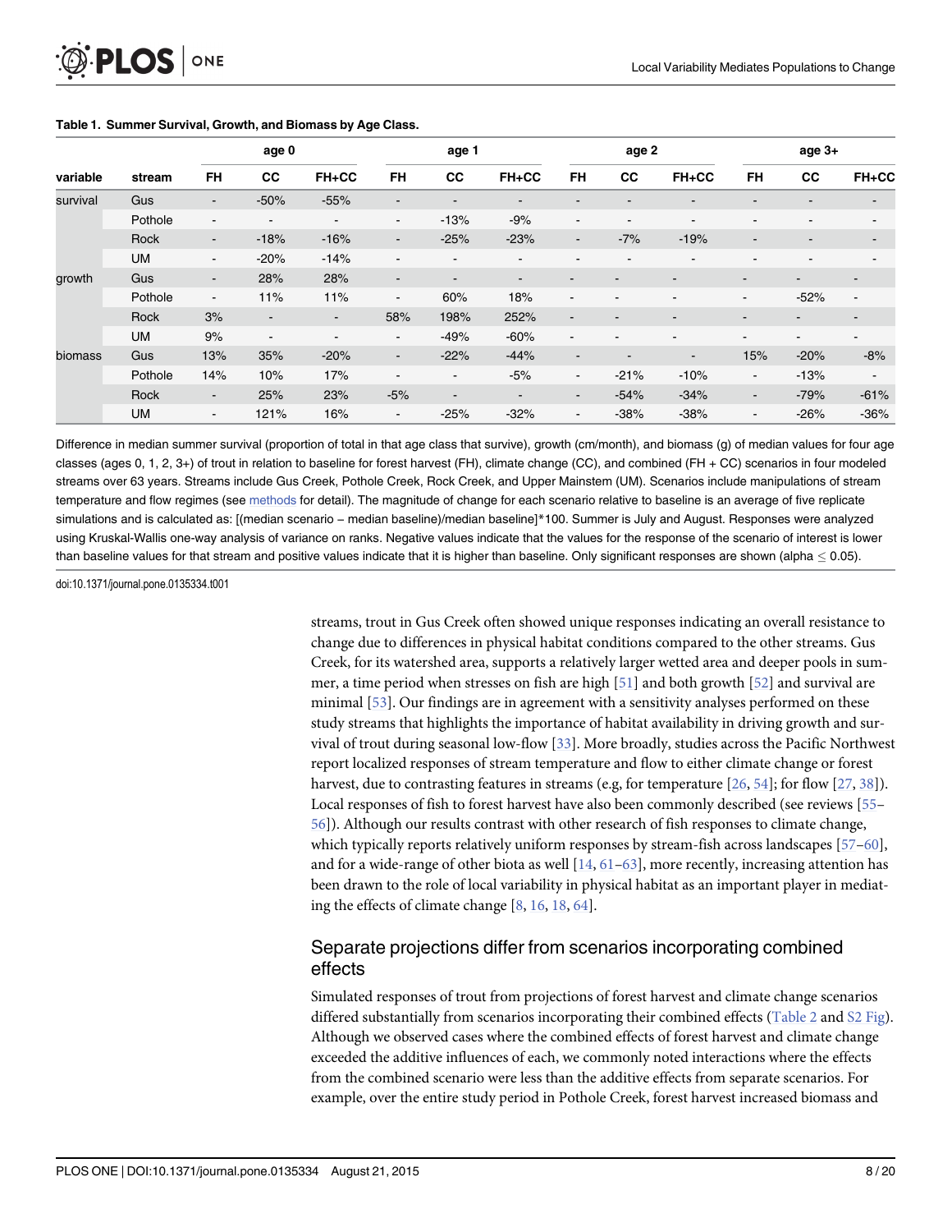**Table 1. Summer Survival, Growth, and Biomass by Age Class.**

| variable | stream | age 0 | | | age 1 | | | age 2 | | | age 3+ | | |
|---|---|---|---|---|---|---|---|---|---|---|---|---|---|
| | | FH | CC | FH+CC | FH | CC | FH+CC | FH | CC | FH+CC | FH | CC | FH+CC |
| survival | Gus | - | -50% | -55% | - | - | - | - | - | - | - | - | - |
| | Pothole | - | - | - | - | -13% | -9% | - | - | - | - | - | - |
| | Rock | - | -18% | -16% | - | -25% | -23% | - | -7% | -19% | - | - | - |
| | UM | - | -20% | -14% | - | - | - | - | - | - | - | - | - |
| growth | Gus | - | 28% | 28% | - | - | - | - | - | - | - | - | - |
| | Pothole | - | 11% | 11% | - | 60% | 18% | - | - | - | - | -52% | - |
| | Rock | 3% | - | - | 58% | 198% | 252% | - | - | - | - | - | - |
| | UM | 9% | - | - | - | -49% | -60% | - | - | - | - | - | - |
| biomass | Gus | 13% | 35% | -20% | - | -22% | -44% | - | - | - | 15% | -20% | -8% |
| | Pothole | 14% | 10% | 17% | - | - | -5% | - | -21% | -10% | - | -13% | - |
| | Rock | - | 25% | 23% | -5% | - | - | - | -54% | -34% | - | -79% | -61% |
| | UM | - | 121% | 16% | - | -25% | -32% | - | -38% | -38% | - | -26% | -36% |

Difference in median summer survival (proportion of total in that age class that survive), growth (cm/month), and biomass (g) of median values for four age classes (ages 0, 1, 2, 3+) of trout in relation to baseline for forest harvest (FH), climate change (CC), and combined (FH + CC) scenarios in four modeled streams over 63 years. Streams include Gus Creek, Pothole Creek, Rock Creek, and Upper Mainstem (UM). Scenarios include manipulations of stream temperature and flow regimes (see methods for detail). The magnitude of change for each scenario relative to baseline is an average of five replicate simulations and is calculated as: [(median scenario – median baseline)/median baseline]*100. Summer is July and August. Responses were analyzed using Kruskal-Wallis one-way analysis of variance on ranks. Negative values indicate that the values for the response of the scenario of interest is lower than baseline values for that stream and positive values indicate that it is higher than baseline. Only significant responses are shown (alpha $\leq$ 0.05).

doi:10.1371/journal.pone.0135334.t001

streams, trout in Gus Creek often showed unique responses indicating an overall resistance to change due to differences in physical habitat conditions compared to the other streams. Gus Creek, for its watershed area, supports a relatively larger wetted area and deeper pools in summer, a time period when stresses on fish are high [51] and both growth [52] and survival are minimal [53]. Our findings are in agreement with a sensitivity analyses performed on these study streams that highlights the importance of habitat availability in driving growth and survival of trout during seasonal low-flow [33]. More broadly, studies across the Pacific Northwest report localized responses of stream temperature and flow to either climate change or forest harvest, due to contrasting features in streams (e.g, for temperature [26, 54]; for flow [27, 38]). Local responses of fish to forest harvest have also been commonly described (see reviews [55–56]). Although our results contrast with other research of fish responses to climate change, which typically reports relatively uniform responses by stream-fish across landscapes [57–60], and for a wide-range of other biota as well [14, 61–63], more recently, increasing attention has been drawn to the role of local variability in physical habitat as an important player in mediating the effects of climate change [8, 16, 18, 64].

## Separate projections differ from scenarios incorporating combined effects

Simulated responses of trout from projections of forest harvest and climate change scenarios differed substantially from scenarios incorporating their combined effects (Table 2 and S2 Fig). Although we observed cases where the combined effects of forest harvest and climate change exceeded the additive influences of each, we commonly noted interactions where the effects from the combined scenario were less than the additive effects from separate scenarios. For example, over the entire study period in Pothole Creek, forest harvest increased biomass and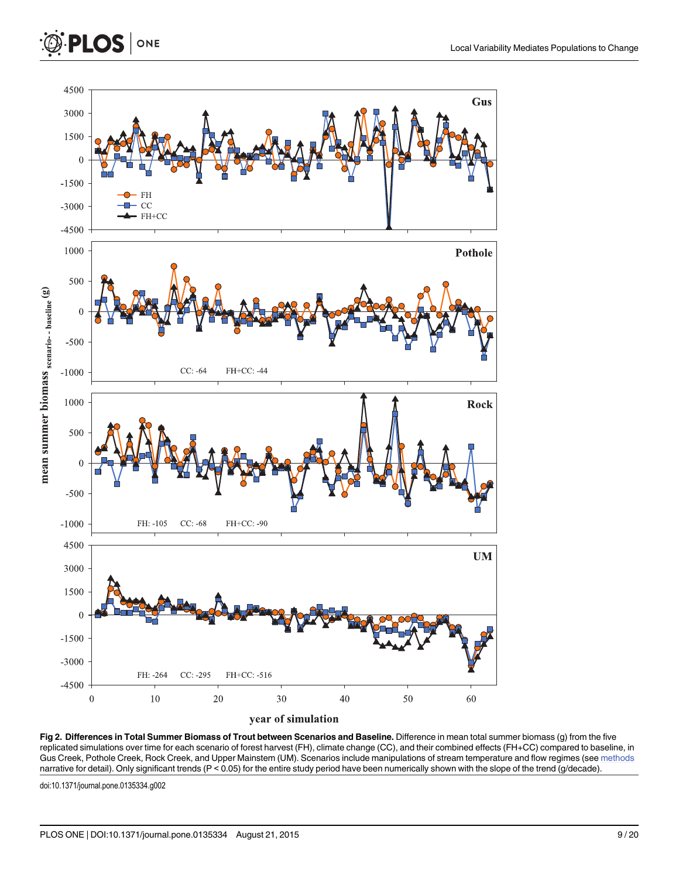**Fig 2. Differences in Total Summer Biomass of Trout between Scenarios and Baseline.** Difference in mean total summer biomass (g) from the five replicated simulations over time for each scenario of forest harvest (FH), climate change (CC), and their combined effects (FH+CC) compared to baseline, in Gus Creek, Pothole Creek, Rock Creek, and Upper Mainstem (UM). Scenarios include manipulations of stream temperature and flow regimes (see methods narrative for detail). Only significant trends ($P < 0.05$) for the entire study period have been numerically shown with the slope of the trend (g/decade).

doi:10.1371/journal.pone.0135334.g002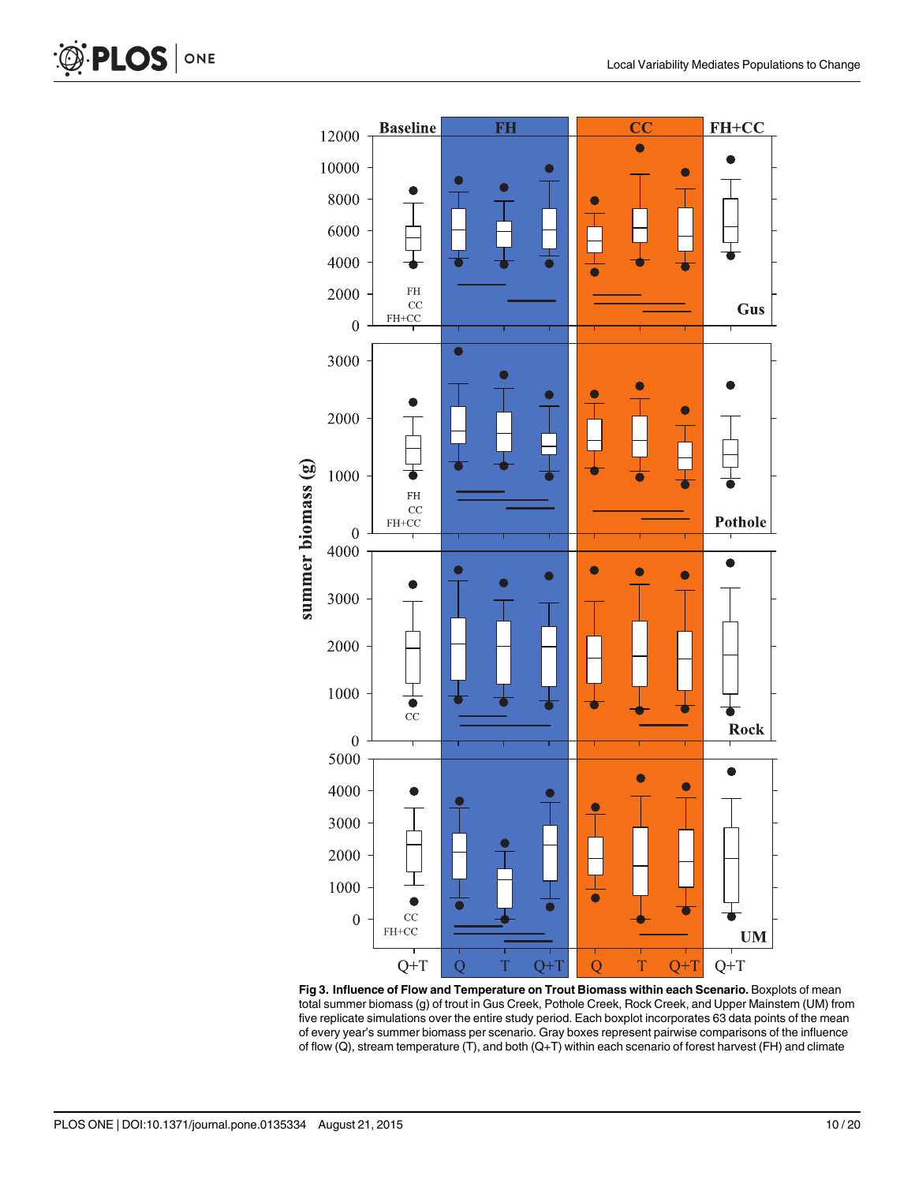**Fig 3. Influence of Flow and Temperature on Trout Biomass within each Scenario.** Boxplots of mean total summer biomass (g) of trout in Gus Creek, Pothole Creek, Rock Creek, and Upper Mainstem (UM) from five replicate simulations over the entire study period. Each boxplot incorporates 63 data points of the mean of every year's summer biomass per scenario. Gray boxes represent pairwise comparisons of the influence of flow (Q), stream temperature (T), and both (Q+T) within each scenario of forest harvest (FH) and climate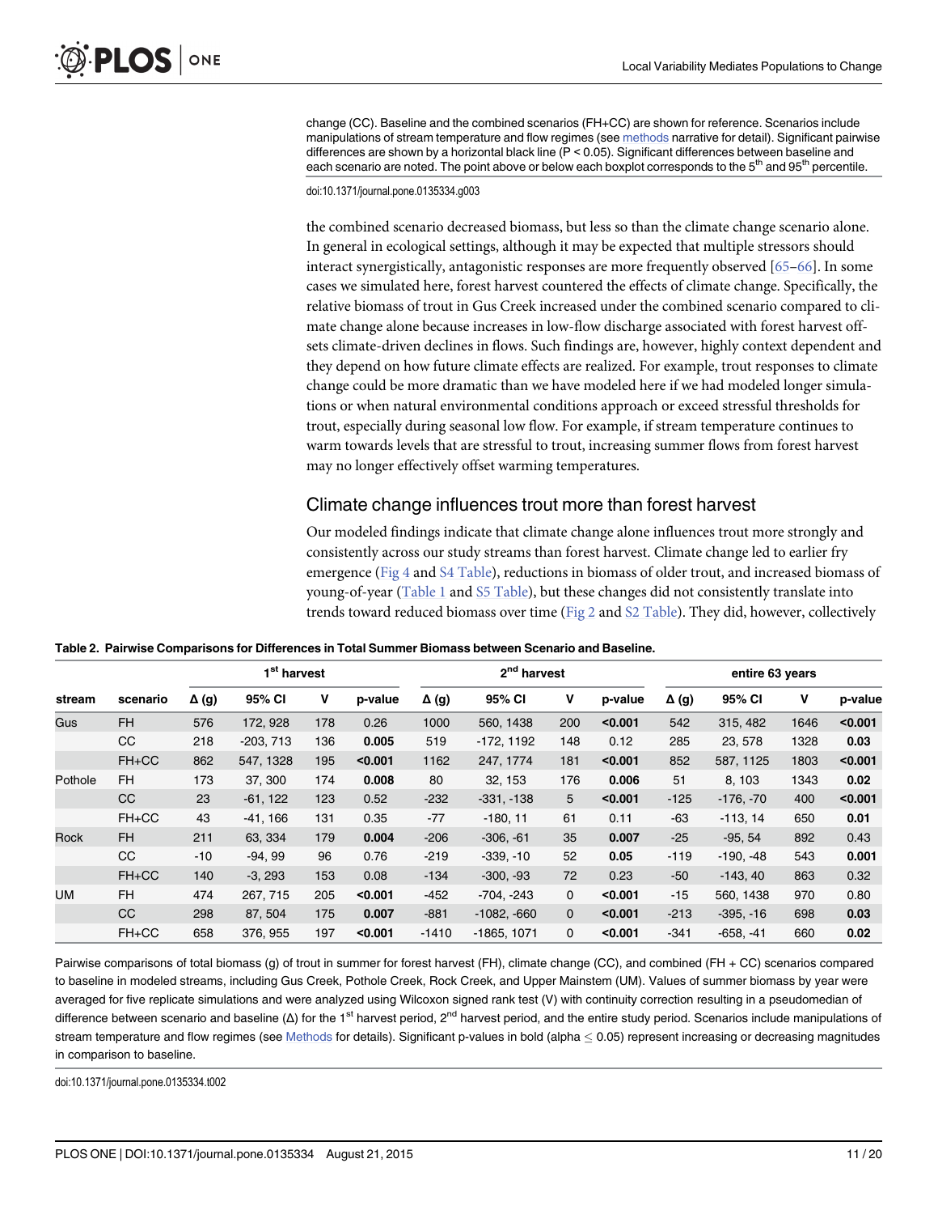change (CC). Baseline and the combined scenarios (FH+CC) are shown for reference. Scenarios include manipulations of stream temperature and flow regimes (see methods narrative for detail). Significant pairwise differences are shown by a horizontal black line (P < 0.05). Significant differences between baseline and each scenario are noted. The point above or below each boxplot corresponds to the 5th and 95th percentile.

doi:10.1371/journal.pone.0135334.g003

the combined scenario decreased biomass, but less so than the climate change scenario alone. In general in ecological settings, although it may be expected that multiple stressors should interact synergistically, antagonistic responses are more frequently observed [65–66]. In some cases we simulated here, forest harvest countered the effects of climate change. Specifically, the relative biomass of trout in Gus Creek increased under the combined scenario compared to climate change alone because increases in low-flow discharge associated with forest harvest offsets climate-driven declines in flows. Such findings are, however, highly context dependent and they depend on how future climate effects are realized. For example, trout responses to climate change could be more dramatic than we have modeled here if we had modeled longer simulations or when natural environmental conditions approach or exceed stressful thresholds for trout, especially during seasonal low flow. For example, if stream temperature continues to warm towards levels that are stressful to trout, increasing summer flows from forest harvest may no longer effectively offset warming temperatures.

## Climate change influences trout more than forest harvest

Our modeled findings indicate that climate change alone influences trout more strongly and consistently across our study streams than forest harvest. Climate change led to earlier fry emergence (Fig 4 and S4 Table), reductions in biomass of older trout, and increased biomass of young-of-year (Table 1 and S5 Table), but these changes did not consistently translate into trends toward reduced biomass over time (Fig 2 and S2 Table). They did, however, collectively

**Table 2. Pairwise Comparisons for Differences in Total Summer Biomass between Scenario and Baseline.**

| | | 1st harvest | | | | 2nd harvest | | | | entire 63 years | | | |
|---|---|---|---|---|---|---|---|---|---|---|---|---|---|
| stream | scenario | Δ (g) | 95% CI | V | p-value | Δ (g) | 95% CI | V | p-value | Δ (g) | 95% CI | V | p-value |
| Gus | FH | 576 | 172, 928 | 178 | 0.26 | 1000 | 560, 1438 | 200 | **<0.001** | 542 | 315, 482 | 1646 | **<0.001** |
| | CC | 218 | -203, 713 | 136 | **0.005** | 519 | -172, 1192 | 148 | 0.12 | 285 | 23, 578 | 1328 | **0.03** |
| | FH+CC | 862 | 547, 1328 | 195 | **<0.001** | 1162 | 247, 1774 | 181 | **<0.001** | 852 | 587, 1125 | 1803 | **<0.001** |
| Pothole | FH | 173 | 37, 300 | 174 | **0.008** | 80 | 32, 153 | 176 | **0.006** | 51 | 8, 103 | 1343 | **0.02** |
| | CC | 23 | -61, 122 | 123 | 0.52 | -232 | -331, -138 | 5 | **<0.001** | -125 | -176, -70 | 400 | **<0.001** |
| | FH+CC | 43 | -41, 166 | 131 | 0.35 | -77 | -180, 11 | 61 | 0.11 | -63 | -113, 14 | 650 | **0.01** |
| Rock | FH | 211 | 63, 334 | 179 | **0.004** | -206 | -306, -61 | 35 | **0.007** | -25 | -95, 54 | 892 | 0.43 |
| | CC | -10 | -94, 99 | 96 | 0.76 | -219 | -339, -10 | 52 | **0.05** | -119 | -190, -48 | 543 | **0.001** |
| | FH+CC | 140 | -3, 293 | 153 | 0.08 | -134 | -300, -93 | 72 | 0.23 | -50 | -143, 40 | 863 | 0.32 |
| UM | FH | 474 | 267, 715 | 205 | **<0.001** | -452 | -704, -243 | 0 | **<0.001** | -15 | 560, 1438 | 970 | 0.80 |
| | CC | 298 | 87, 504 | 175 | **0.007** | -881 | -1082, -660 | 0 | **<0.001** | -213 | -395, -16 | 698 | **0.03** |
| | FH+CC | 658 | 376, 955 | 197 | **<0.001** | -1410 | -1865, 1071 | 0 | **<0.001** | -341 | -658, -41 | 660 | **0.02** |

Pairwise comparisons of total biomass (g) of trout in summer for forest harvest (FH), climate change (CC), and combined (FH + CC) scenarios compared to baseline in modeled streams, including Gus Creek, Pothole Creek, Rock Creek, and Upper Mainstem (UM). Values of summer biomass by year were averaged for five replicate simulations and were analyzed using Wilcoxon signed rank test (V) with continuity correction resulting in a pseudomedian of difference between scenario and baseline (Δ) for the 1st harvest period, 2nd harvest period, and the entire study period. Scenarios include manipulations of stream temperature and flow regimes (see Methods for details). Significant p-values in bold (alpha ≤ 0.05) represent increasing or decreasing magnitudes in comparison to baseline.

doi:10.1371/journal.pone.0135334.t002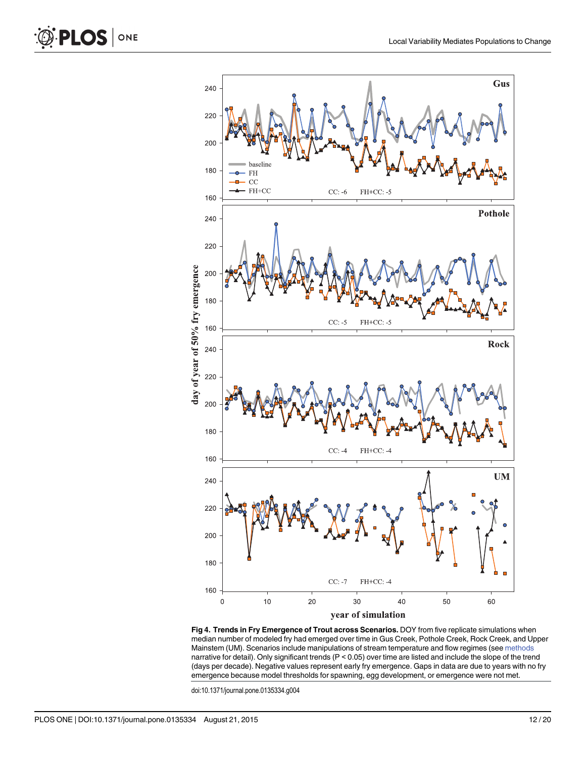**Fig 4. Trends in Fry Emergence of Trout across Scenarios.** DOY from five replicate simulations when median number of modeled fry had emerged over time in Gus Creek, Pothole Creek, Rock Creek, and Upper Mainstem (UM). Scenarios include manipulations of stream temperature and flow regimes (see methods narrative for detail). Only significant trends ($P < 0.05$) over time are listed and include the slope of the trend (days per decade). Negative values represent early fry emergence. Gaps in data are due to years with no fry emergence because model thresholds for spawning, egg development, or emergence were not met.

doi:10.1371/journal.pone.0135334.g004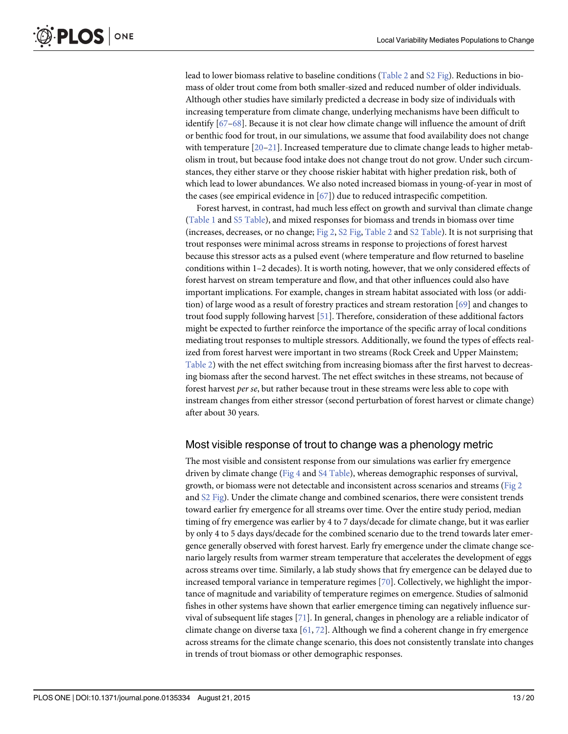lead to lower biomass relative to baseline conditions (Table 2 and S2 Fig). Reductions in biomass of older trout come from both smaller-sized and reduced number of older individuals. Although other studies have similarly predicted a decrease in body size of individuals with increasing temperature from climate change, underlying mechanisms have been difficult to identify [67–68]. Because it is not clear how climate change will influence the amount of drift or benthic food for trout, in our simulations, we assume that food availability does not change with temperature [20–21]. Increased temperature due to climate change leads to higher metabolism in trout, but because food intake does not change trout do not grow. Under such circumstances, they either starve or they choose riskier habitat with higher predation risk, both of which lead to lower abundances. We also noted increased biomass in young-of-year in most of the cases (see empirical evidence in [67]) due to reduced intraspecific competition.

Forest harvest, in contrast, had much less effect on growth and survival than climate change (Table 1 and S5 Table), and mixed responses for biomass and trends in biomass over time (increases, decreases, or no change; Fig 2, S2 Fig, Table 2 and S2 Table). It is not surprising that trout responses were minimal across streams in response to projections of forest harvest because this stressor acts as a pulsed event (where temperature and flow returned to baseline conditions within 1–2 decades). It is worth noting, however, that we only considered effects of forest harvest on stream temperature and flow, and that other influences could also have important implications. For example, changes in stream habitat associated with loss (or addition) of large wood as a result of forestry practices and stream restoration [69] and changes to trout food supply following harvest [51]. Therefore, consideration of these additional factors might be expected to further reinforce the importance of the specific array of local conditions mediating trout responses to multiple stressors. Additionally, we found the types of effects realized from forest harvest were important in two streams (Rock Creek and Upper Mainstem; Table 2) with the net effect switching from increasing biomass after the first harvest to decreasing biomass after the second harvest. The net effect switches in these streams, not because of forest harvest *per se*, but rather because trout in these streams were less able to cope with instream changes from either stressor (second perturbation of forest harvest or climate change) after about 30 years.

## Most visible response of trout to change was a phenology metric

The most visible and consistent response from our simulations was earlier fry emergence driven by climate change (Fig 4 and S4 Table), whereas demographic responses of survival, growth, or biomass were not detectable and inconsistent across scenarios and streams (Fig 2 and S2 Fig). Under the climate change and combined scenarios, there were consistent trends toward earlier fry emergence for all streams over time. Over the entire study period, median timing of fry emergence was earlier by 4 to 7 days/decade for climate change, but it was earlier by only 4 to 5 days days/decade for the combined scenario due to the trend towards later emergence generally observed with forest harvest. Early fry emergence under the climate change scenario largely results from warmer stream temperature that accelerates the development of eggs across streams over time. Similarly, a lab study shows that fry emergence can be delayed due to increased temporal variance in temperature regimes [70]. Collectively, we highlight the importance of magnitude and variability of temperature regimes on emergence. Studies of salmonid fishes in other systems have shown that earlier emergence timing can negatively influence survival of subsequent life stages [71]. In general, changes in phenology are a reliable indicator of climate change on diverse taxa [61, 72]. Although we find a coherent change in fry emergence across streams for the climate change scenario, this does not consistently translate into changes in trends of trout biomass or other demographic responses.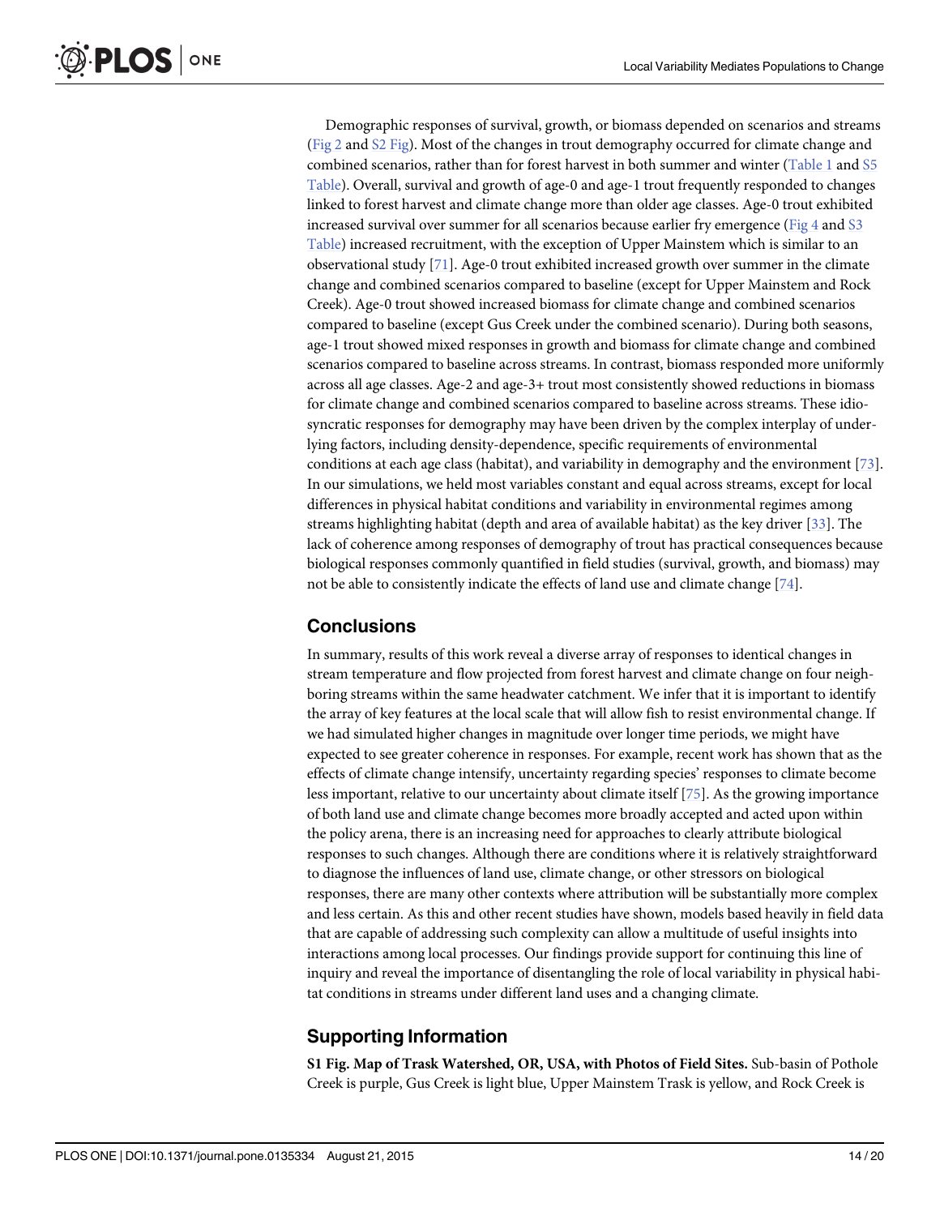Demographic responses of survival, growth, or biomass depended on scenarios and streams (Fig 2 and S2 Fig). Most of the changes in trout demography occurred for climate change and combined scenarios, rather than for forest harvest in both summer and winter (Table 1 and S5 Table). Overall, survival and growth of age-0 and age-1 trout frequently responded to changes linked to forest harvest and climate change more than older age classes. Age-0 trout exhibited increased survival over summer for all scenarios because earlier fry emergence (Fig 4 and S3 Table) increased recruitment, with the exception of Upper Mainstem which is similar to an observational study [71]. Age-0 trout exhibited increased growth over summer in the climate change and combined scenarios compared to baseline (except for Upper Mainstem and Rock Creek). Age-0 trout showed increased biomass for climate change and combined scenarios compared to baseline (except Gus Creek under the combined scenario). During both seasons, age-1 trout showed mixed responses in growth and biomass for climate change and combined scenarios compared to baseline across streams. In contrast, biomass responded more uniformly across all age classes. Age-2 and age-3+ trout most consistently showed reductions in biomass for climate change and combined scenarios compared to baseline across streams. These idiosyncratic responses for demography may have been driven by the complex interplay of underlying factors, including density-dependence, specific requirements of environmental conditions at each age class (habitat), and variability in demography and the environment [73]. In our simulations, we held most variables constant and equal across streams, except for local differences in physical habitat conditions and variability in environmental regimes among streams highlighting habitat (depth and area of available habitat) as the key driver [33]. The lack of coherence among responses of demography of trout has practical consequences because biological responses commonly quantified in field studies (survival, growth, and biomass) may not be able to consistently indicate the effects of land use and climate change [74].

## Conclusions

In summary, results of this work reveal a diverse array of responses to identical changes in stream temperature and flow projected from forest harvest and climate change on four neighboring streams within the same headwater catchment. We infer that it is important to identify the array of key features at the local scale that will allow fish to resist environmental change. If we had simulated higher changes in magnitude over longer time periods, we might have expected to see greater coherence in responses. For example, recent work has shown that as the effects of climate change intensify, uncertainty regarding species' responses to climate become less important, relative to our uncertainty about climate itself [75]. As the growing importance of both land use and climate change becomes more broadly accepted and acted upon within the policy arena, there is an increasing need for approaches to clearly attribute biological responses to such changes. Although there are conditions where it is relatively straightforward to diagnose the influences of land use, climate change, or other stressors on biological responses, there are many other contexts where attribution will be substantially more complex and less certain. As this and other recent studies have shown, models based heavily in field data that are capable of addressing such complexity can allow a multitude of useful insights into interactions among local processes. Our findings provide support for continuing this line of inquiry and reveal the importance of disentangling the role of local variability in physical habitat conditions in streams under different land uses and a changing climate.

## Supporting Information

**S1 Fig. Map of Trask Watershed, OR, USA, with Photos of Field Sites.** Sub-basin of Pothole Creek is purple, Gus Creek is light blue, Upper Mainstem Trask is yellow, and Rock Creek is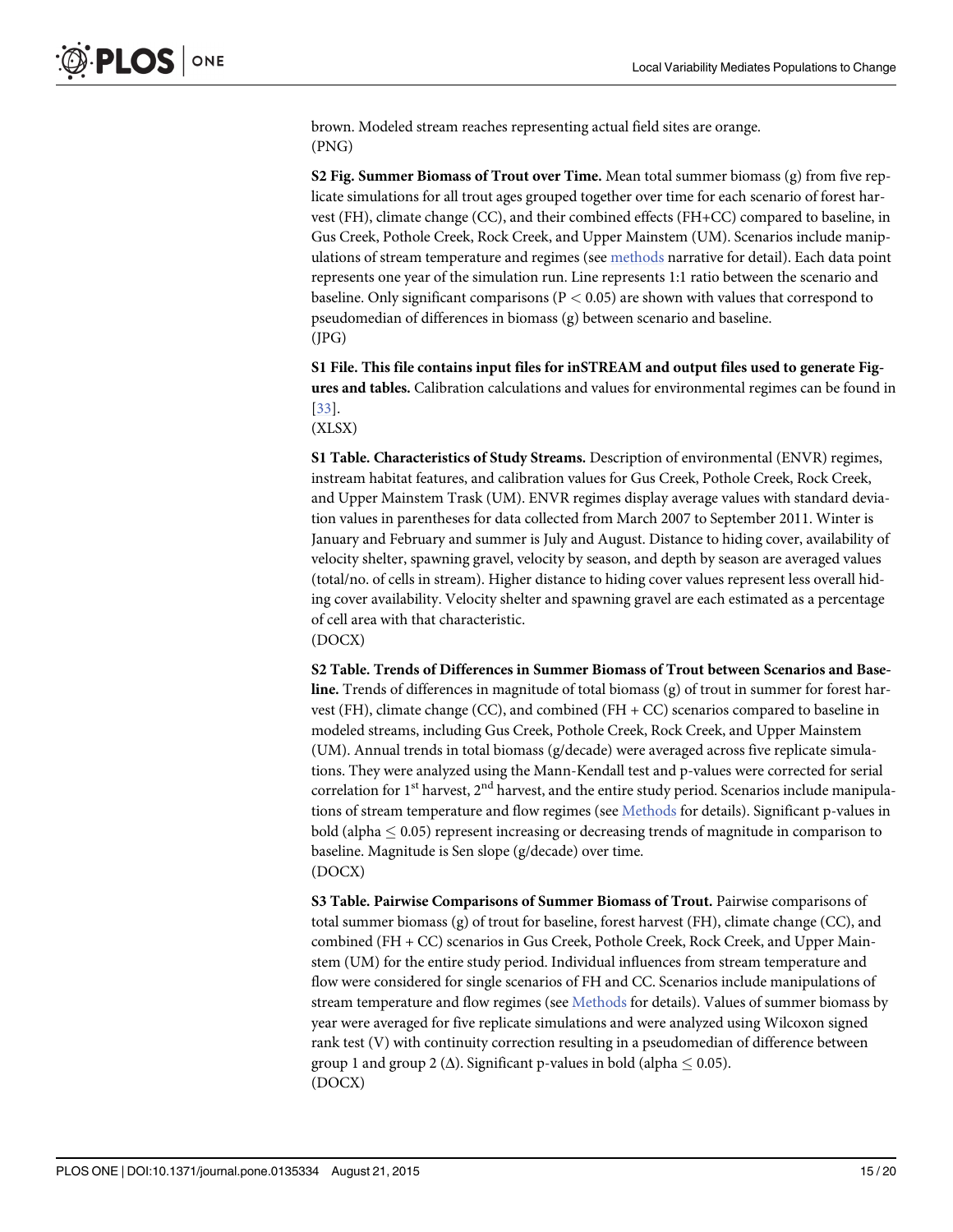brown. Modeled stream reaches representing actual field sites are orange.
(PNG)

**S2 Fig. Summer Biomass of Trout over Time.** Mean total summer biomass (g) from five replicate simulations for all trout ages grouped together over time for each scenario of forest harvest (FH), climate change (CC), and their combined effects (FH+CC) compared to baseline, in Gus Creek, Pothole Creek, Rock Creek, and Upper Mainstem (UM). Scenarios include manipulations of stream temperature and regimes (see methods narrative for detail). Each data point represents one year of the simulation run. Line represents 1:1 ratio between the scenario and baseline. Only significant comparisons ($P < 0.05$) are shown with values that correspond to pseudomedian of differences in biomass (g) between scenario and baseline.
(JPG)

**S1 File. This file contains input files for inSTREAM and output files used to generate Figures and tables.** Calibration calculations and values for environmental regimes can be found in [33].
(XLSX)

**S1 Table. Characteristics of Study Streams.** Description of environmental (ENVR) regimes, instream habitat features, and calibration values for Gus Creek, Pothole Creek, Rock Creek, and Upper Mainstem Trask (UM). ENVR regimes display average values with standard deviation values in parentheses for data collected from March 2007 to September 2011. Winter is January and February and summer is July and August. Distance to hiding cover, availability of velocity shelter, spawning gravel, velocity by season, and depth by season are averaged values (total/no. of cells in stream). Higher distance to hiding cover values represent less overall hiding cover availability. Velocity shelter and spawning gravel are each estimated as a percentage of cell area with that characteristic.
(DOCX)

**S2 Table. Trends of Differences in Summer Biomass of Trout between Scenarios and Baseline.** Trends of differences in magnitude of total biomass (g) of trout in summer for forest harvest (FH), climate change (CC), and combined (FH + CC) scenarios compared to baseline in modeled streams, including Gus Creek, Pothole Creek, Rock Creek, and Upper Mainstem (UM). Annual trends in total biomass (g/decade) were averaged across five replicate simulations. They were analyzed using the Mann-Kendall test and p-values were corrected for serial correlation for 1st harvest, 2nd harvest, and the entire study period. Scenarios include manipulations of stream temperature and flow regimes (see Methods for details). Significant p-values in bold (alpha $\leq 0.05$) represent increasing or decreasing trends of magnitude in comparison to baseline. Magnitude is Sen slope (g/decade) over time.
(DOCX)

**S3 Table. Pairwise Comparisons of Summer Biomass of Trout.** Pairwise comparisons of total summer biomass (g) of trout for baseline, forest harvest (FH), climate change (CC), and combined (FH + CC) scenarios in Gus Creek, Pothole Creek, Rock Creek, and Upper Mainstem (UM) for the entire study period. Individual influences from stream temperature and flow were considered for single scenarios of FH and CC. Scenarios include manipulations of stream temperature and flow regimes (see Methods for details). Values of summer biomass by year were averaged for five replicate simulations and were analyzed using Wilcoxon signed rank test (V) with continuity correction resulting in a pseudomedian of difference between group 1 and group 2 ($\Delta$). Significant p-values in bold (alpha $\leq 0.05$).
(DOCX)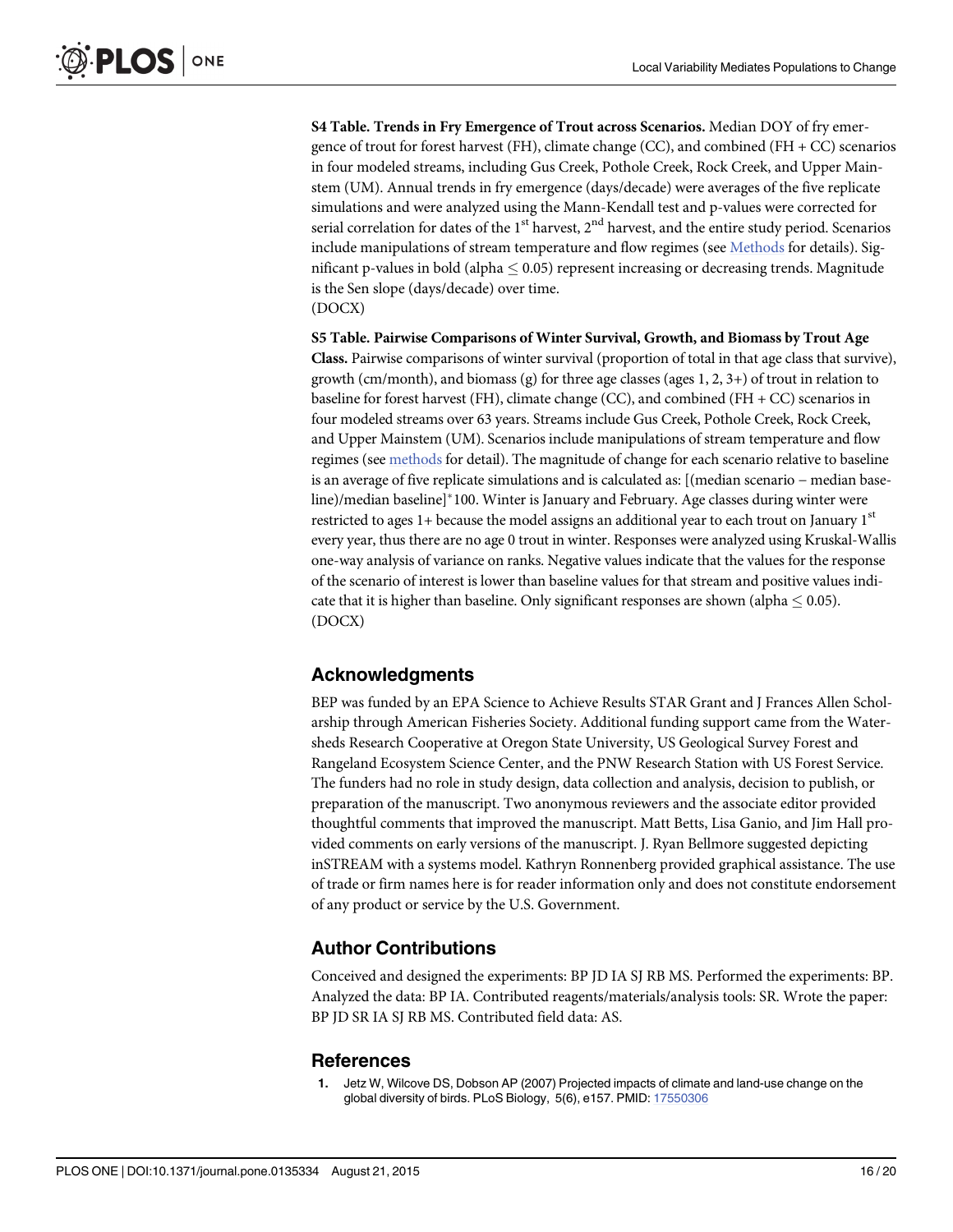**S4 Table. Trends in Fry Emergence of Trout across Scenarios.** Median DOY of fry emergence of trout for forest harvest (FH), climate change (CC), and combined (FH + CC) scenarios in four modeled streams, including Gus Creek, Pothole Creek, Rock Creek, and Upper Mainstem (UM). Annual trends in fry emergence (days/decade) were averages of the five replicate simulations and were analyzed using the Mann-Kendall test and p-values were corrected for serial correlation for dates of the 1st harvest, 2nd harvest, and the entire study period. Scenarios include manipulations of stream temperature and flow regimes (see Methods for details). Significant p-values in bold (alpha ≤ 0.05) represent increasing or decreasing trends. Magnitude is the Sen slope (days/decade) over time.
(DOCX)

**S5 Table. Pairwise Comparisons of Winter Survival, Growth, and Biomass by Trout Age Class.** Pairwise comparisons of winter survival (proportion of total in that age class that survive), growth (cm/month), and biomass (g) for three age classes (ages 1, 2, 3+) of trout in relation to baseline for forest harvest (FH), climate change (CC), and combined (FH + CC) scenarios in four modeled streams over 63 years. Streams include Gus Creek, Pothole Creek, Rock Creek, and Upper Mainstem (UM). Scenarios include manipulations of stream temperature and flow regimes (see methods for detail). The magnitude of change for each scenario relative to baseline is an average of five replicate simulations and is calculated as: [(median scenario – median baseline)/median baseline]*100. Winter is January and February. Age classes during winter were restricted to ages 1+ because the model assigns an additional year to each trout on January 1st every year, thus there are no age 0 trout in winter. Responses were analyzed using Kruskal-Wallis one-way analysis of variance on ranks. Negative values indicate that the values for the response of the scenario of interest is lower than baseline values for that stream and positive values indicate that it is higher than baseline. Only significant responses are shown (alpha ≤ 0.05).
(DOCX)

## Acknowledgments

BEP was funded by an EPA Science to Achieve Results STAR Grant and J Frances Allen Scholarship through American Fisheries Society. Additional funding support came from the Watersheds Research Cooperative at Oregon State University, US Geological Survey Forest and Rangeland Ecosystem Science Center, and the PNW Research Station with US Forest Service. The funders had no role in study design, data collection and analysis, decision to publish, or preparation of the manuscript. Two anonymous reviewers and the associate editor provided thoughtful comments that improved the manuscript. Matt Betts, Lisa Ganio, and Jim Hall provided comments on early versions of the manuscript. J. Ryan Bellmore suggested depicting inSTREAM with a systems model. Kathryn Ronnenberg provided graphical assistance. The use of trade or firm names here is for reader information only and does not constitute endorsement of any product or service by the U.S. Government.

## Author Contributions

Conceived and designed the experiments: BP JD IA SJ RB MS. Performed the experiments: BP. Analyzed the data: BP IA. Contributed reagents/materials/analysis tools: SR. Wrote the paper: BP JD SR IA SJ RB MS. Contributed field data: AS.

## References

1. Jetz W, Wilcove DS, Dobson AP (2007) Projected impacts of climate and land-use change on the global diversity of birds. PLoS Biology, 5(6), e157. PMID: 17550306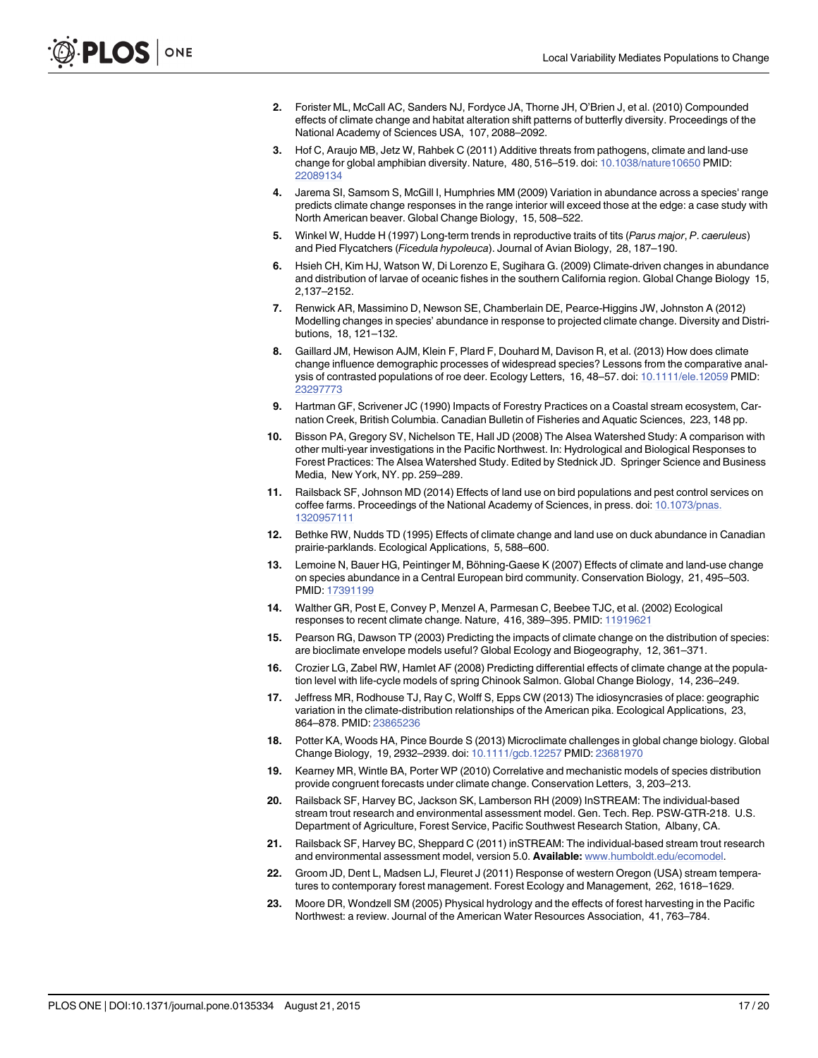2. Forister ML, McCall AC, Sanders NJ, Fordyce JA, Thorne JH, O'Brien J, et al. (2010) Compounded effects of climate change and habitat alteration shift patterns of butterfly diversity. Proceedings of the National Academy of Sciences USA, 107, 2088–2092.
3. Hof C, Araujo MB, Jetz W, Rahbek C (2011) Additive threats from pathogens, climate and land-use change for global amphibian diversity. Nature, 480, 516–519. doi: 10.1038/nature10650 PMID: 22089134
4. Jarema SI, Samsom S, McGill I, Humphries MM (2009) Variation in abundance across a species' range predicts climate change responses in the range interior will exceed those at the edge: a case study with North American beaver. Global Change Biology, 15, 508–522.
5. Winkel W, Hudde H (1997) Long-term trends in reproductive traits of tits (*Parus major*, *P*. *caeruleus*) and Pied Flycatchers (*Ficedula hypoleuca*). Journal of Avian Biology, 28, 187–190.
6. Hsieh CH, Kim HJ, Watson W, Di Lorenzo E, Sugihara G. (2009) Climate-driven changes in abundance and distribution of larvae of oceanic fishes in the southern California region. Global Change Biology 15, 2,137–2152.
7. Renwick AR, Massimino D, Newson SE, Chamberlain DE, Pearce-Higgins JW, Johnston A (2012) Modelling changes in species' abundance in response to projected climate change. Diversity and Distributions, 18, 121–132.
8. Gaillard JM, Hewison AJM, Klein F, Plard F, Douhard M, Davison R, et al. (2013) How does climate change influence demographic processes of widespread species? Lessons from the comparative analysis of contrasted populations of roe deer. Ecology Letters, 16, 48–57. doi: 10.1111/ele.12059 PMID: 23297773
9. Hartman GF, Scrivener JC (1990) Impacts of Forestry Practices on a Coastal stream ecosystem, Carnation Creek, British Columbia. Canadian Bulletin of Fisheries and Aquatic Sciences, 223, 148 pp.
10. Bisson PA, Gregory SV, Nichelson TE, Hall JD (2008) The Alsea Watershed Study: A comparison with other multi-year investigations in the Pacific Northwest. In: Hydrological and Biological Responses to Forest Practices: The Alsea Watershed Study. Edited by Stednick JD. Springer Science and Business Media, New York, NY. pp. 259–289.
11. Railsback SF, Johnson MD (2014) Effects of land use on bird populations and pest control services on coffee farms. Proceedings of the National Academy of Sciences, in press. doi: 10.1073/pnas.1320957111
12. Bethke RW, Nudds TD (1995) Effects of climate change and land use on duck abundance in Canadian prairie-parklands. Ecological Applications, 5, 588–600.
13. Lemoine N, Bauer HG, Peintinger M, Böhning-Gaese K (2007) Effects of climate and land-use change on species abundance in a Central European bird community. Conservation Biology, 21, 495–503. PMID: 17391199
14. Walther GR, Post E, Convey P, Menzel A, Parmesan C, Beebee TJC, et al. (2002) Ecological responses to recent climate change. Nature, 416, 389–395. PMID: 11919621
15. Pearson RG, Dawson TP (2003) Predicting the impacts of climate change on the distribution of species: are bioclimate envelope models useful? Global Ecology and Biogeography, 12, 361–371.
16. Crozier LG, Zabel RW, Hamlet AF (2008) Predicting differential effects of climate change at the population level with life-cycle models of spring Chinook Salmon. Global Change Biology, 14, 236–249.
17. Jeffress MR, Rodhouse TJ, Ray C, Wolff S, Epps CW (2013) The idiosyncrasies of place: geographic variation in the climate-distribution relationships of the American pika. Ecological Applications, 23, 864–878. PMID: 23865236
18. Potter KA, Woods HA, Pince Bourde S (2013) Microclimate challenges in global change biology. Global Change Biology, 19, 2932–2939. doi: 10.1111/gcb.12257 PMID: 23681970
19. Kearney MR, Wintle BA, Porter WP (2010) Correlative and mechanistic models of species distribution provide congruent forecasts under climate change. Conservation Letters, 3, 203–213.
20. Railsback SF, Harvey BC, Jackson SK, Lamberson RH (2009) InSTREAM: The individual-based stream trout research and environmental assessment model. Gen. Tech. Rep. PSW-GTR-218. U.S. Department of Agriculture, Forest Service, Pacific Southwest Research Station, Albany, CA.
21. Railsback SF, Harvey BC, Sheppard C (2011) inSTREAM: The individual-based stream trout research and environmental assessment model, version 5.0. **Available:** www.humboldt.edu/ecomodel.
22. Groom JD, Dent L, Madsen LJ, Fleuret J (2011) Response of western Oregon (USA) stream temperatures to contemporary forest management. Forest Ecology and Management, 262, 1618–1629.
23. Moore DR, Wondzell SM (2005) Physical hydrology and the effects of forest harvesting in the Pacific Northwest: a review. Journal of the American Water Resources Association, 41, 763–784.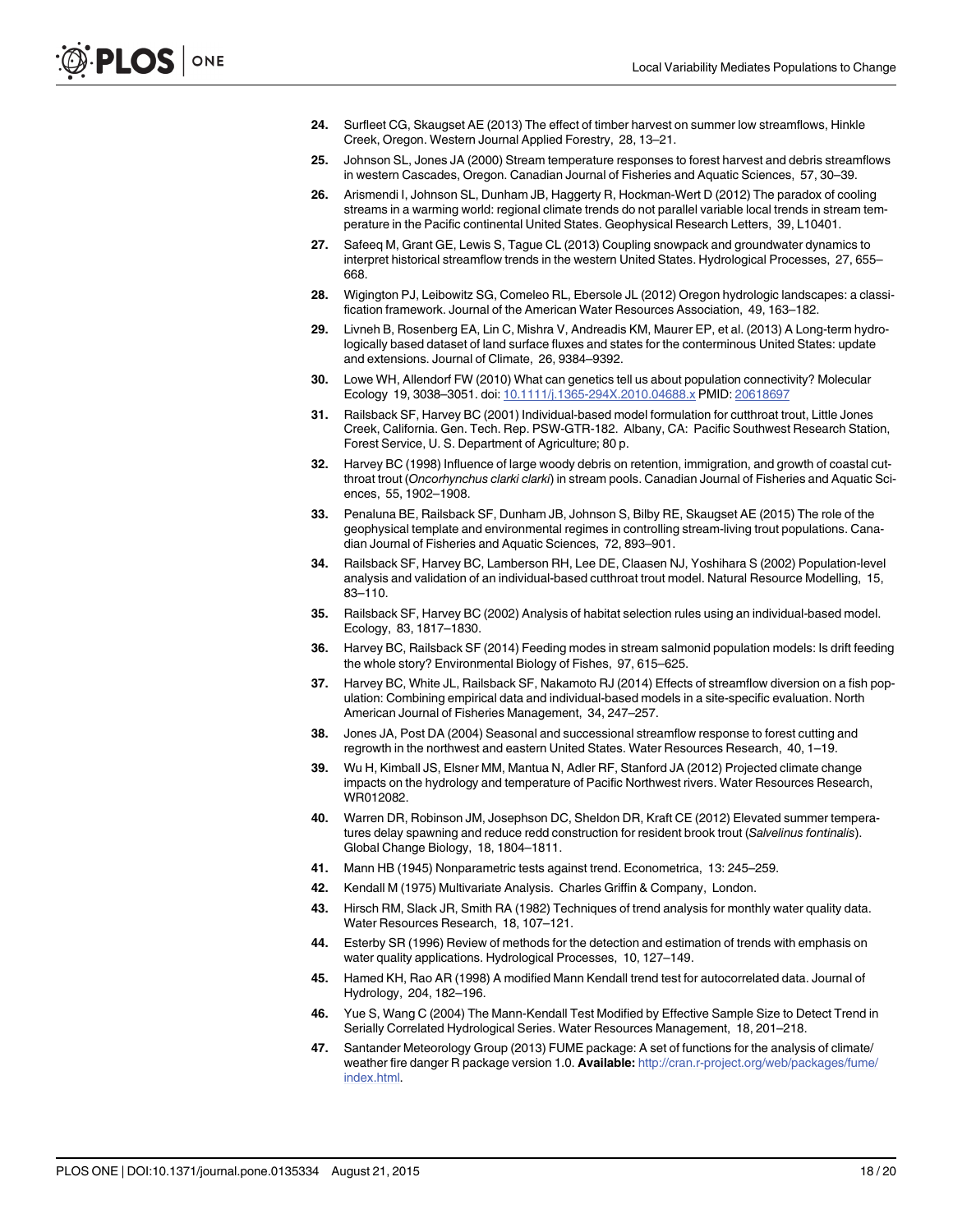24. Surfleet CG, Skaugset AE (2013) The effect of timber harvest on summer low streamflows, Hinkle Creek, Oregon. Western Journal Applied Forestry, 28, 13–21.
25. Johnson SL, Jones JA (2000) Stream temperature responses to forest harvest and debris streamflows in western Cascades, Oregon. Canadian Journal of Fisheries and Aquatic Sciences, 57, 30–39.
26. Arismendi I, Johnson SL, Dunham JB, Haggerty R, Hockman-Wert D (2012) The paradox of cooling streams in a warming world: regional climate trends do not parallel variable local trends in stream temperature in the Pacific continental United States. Geophysical Research Letters, 39, L10401.
27. Safeeq M, Grant GE, Lewis S, Tague CL (2013) Coupling snowpack and groundwater dynamics to interpret historical streamflow trends in the western United States. Hydrological Processes, 27, 655–668.
28. Wigington PJ, Leibowitz SG, Comeleo RL, Ebersole JL (2012) Oregon hydrologic landscapes: a classification framework. Journal of the American Water Resources Association, 49, 163–182.
29. Livneh B, Rosenberg EA, Lin C, Mishra V, Andreadis KM, Maurer EP, et al. (2013) A Long-term hydrologically based dataset of land surface fluxes and states for the conterminous United States: update and extensions. Journal of Climate, 26, 9384–9392.
30. Lowe WH, Allendorf FW (2010) What can genetics tell us about population connectivity? Molecular Ecology 19, 3038–3051. doi: 10.1111/j.1365-294X.2010.04688.x PMID: 20618697
31. Railsback SF, Harvey BC (2001) Individual-based model formulation for cutthroat trout, Little Jones Creek, California. Gen. Tech. Rep. PSW-GTR-182. Albany, CA: Pacific Southwest Research Station, Forest Service, U. S. Department of Agriculture; 80 p.
32. Harvey BC (1998) Influence of large woody debris on retention, immigration, and growth of coastal cutthroat trout (*Oncorhynchus clarki clarki*) in stream pools. Canadian Journal of Fisheries and Aquatic Sciences, 55, 1902–1908.
33. Penaluna BE, Railsback SF, Dunham JB, Johnson S, Bilby RE, Skaugset AE (2015) The role of the geophysical template and environmental regimes in controlling stream-living trout populations. Canadian Journal of Fisheries and Aquatic Sciences, 72, 893–901.
34. Railsback SF, Harvey BC, Lamberson RH, Lee DE, Claasen NJ, Yoshihara S (2002) Population-level analysis and validation of an individual-based cutthroat trout model. Natural Resource Modelling, 15, 83–110.
35. Railsback SF, Harvey BC (2002) Analysis of habitat selection rules using an individual-based model. Ecology, 83, 1817–1830.
36. Harvey BC, Railsback SF (2014) Feeding modes in stream salmonid population models: Is drift feeding the whole story? Environmental Biology of Fishes, 97, 615–625.
37. Harvey BC, White JL, Railsback SF, Nakamoto RJ (2014) Effects of streamflow diversion on a fish population: Combining empirical data and individual-based models in a site-specific evaluation. North American Journal of Fisheries Management, 34, 247–257.
38. Jones JA, Post DA (2004) Seasonal and successional streamflow response to forest cutting and regrowth in the northwest and eastern United States. Water Resources Research, 40, 1–19.
39. Wu H, Kimball JS, Elsner MM, Mantua N, Adler RF, Stanford JA (2012) Projected climate change impacts on the hydrology and temperature of Pacific Northwest rivers. Water Resources Research, WR012082.
40. Warren DR, Robinson JM, Josephson DC, Sheldon DR, Kraft CE (2012) Elevated summer temperatures delay spawning and reduce redd construction for resident brook trout (*Salvelinus fontinalis*). Global Change Biology, 18, 1804–1811.
41. Mann HB (1945) Nonparametric tests against trend. Econometrica, 13: 245–259.
42. Kendall M (1975) Multivariate Analysis. Charles Griffin & Company, London.
43. Hirsch RM, Slack JR, Smith RA (1982) Techniques of trend analysis for monthly water quality data. Water Resources Research, 18, 107–121.
44. Esterby SR (1996) Review of methods for the detection and estimation of trends with emphasis on water quality applications. Hydrological Processes, 10, 127–149.
45. Hamed KH, Rao AR (1998) A modified Mann Kendall trend test for autocorrelated data. Journal of Hydrology, 204, 182–196.
46. Yue S, Wang C (2004) The Mann-Kendall Test Modified by Effective Sample Size to Detect Trend in Serially Correlated Hydrological Series. Water Resources Management, 18, 201–218.
47. Santander Meteorology Group (2013) FUME package: A set of functions for the analysis of climate/weather fire danger R package version 1.0. **Available:** http://cran.r-project.org/web/packages/fume/index.html.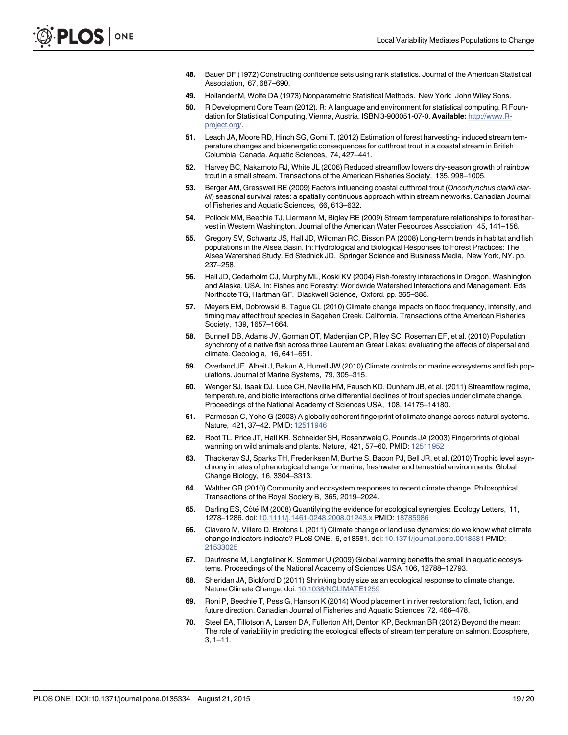48. Bauer DF (1972) Constructing confidence sets using rank statistics. Journal of the American Statistical Association, 67, 687–690.
49. Hollander M, Wolfe DA (1973) Nonparametric Statistical Methods. New York: John Wiley Sons.
50. R Development Core Team (2012). R: A language and environment for statistical computing. R Foundation for Statistical Computing, Vienna, Austria. ISBN 3-900051-07-0. **Available:** http://www.R-project.org/.
51. Leach JA, Moore RD, Hinch SG, Gomi T. (2012) Estimation of forest harvesting- induced stream temperature changes and bioenergetic consequences for cutthroat trout in a coastal stream in British Columbia, Canada. Aquatic Sciences, 74, 427–441.
52. Harvey BC, Nakamoto RJ, White JL (2006) Reduced streamflow lowers dry-season growth of rainbow trout in a small stream. Transactions of the American Fisheries Society, 135, 998–1005.
53. Berger AM, Gresswell RE (2009) Factors influencing coastal cutthroat trout (*Oncorhynchus clarkii clarkii*) seasonal survival rates: a spatially continuous approach within stream networks. Canadian Journal of Fisheries and Aquatic Sciences, 66, 613–632.
54. Pollock MM, Beechie TJ, Liermann M, Bigley RE (2009) Stream temperature relationships to forest harvest in Western Washington. Journal of the American Water Resources Association, 45, 141–156.
55. Gregory SV, Schwartz JS, Hall JD, Wildman RC, Bisson PA (2008) Long-term trends in habitat and fish populations in the Alsea Basin. In: Hydrological and Biological Responses to Forest Practices: The Alsea Watershed Study. Ed Stednick JD. Springer Science and Business Media, New York, NY. pp. 237–258.
56. Hall JD, Cederholm CJ, Murphy ML, Koski KV (2004) Fish-forestry interactions in Oregon, Washington and Alaska, USA. In: Fishes and Forestry: Worldwide Watershed Interactions and Management. Eds Northcote TG, Hartman GF. Blackwell Science, Oxford. pp. 365–388.
57. Meyers EM, Dobrowski B, Tague CL (2010) Climate change impacts on flood frequency, intensity, and timing may affect trout species in Sagehen Creek, California. Transactions of the American Fisheries Society, 139, 1657–1664.
58. Bunnell DB, Adams JV, Gorman OT, Madenjian CP, Riley SC, Roseman EF, et al. (2010) Population synchrony of a native fish across three Laurentian Great Lakes: evaluating the effects of dispersal and climate. Oecologia, 16, 641–651.
59. Overland JE, Alheit J, Bakun A, Hurrell JW (2010) Climate controls on marine ecosystems and fish populations. Journal of Marine Systems, 79, 305–315.
60. Wenger SJ, Isaak DJ, Luce CH, Neville HM, Fausch KD, Dunham JB, et al. (2011) Streamflow regime, temperature, and biotic interactions drive differential declines of trout species under climate change. Proceedings of the National Academy of Sciences USA, 108, 14175–14180.
61. Parmesan C, Yohe G (2003) A globally coherent fingerprint of climate change across natural systems. Nature, 421, 37–42. PMID: 12511946
62. Root TL, Price JT, Hall KR, Schneider SH, Rosenzweig C, Pounds JA (2003) Fingerprints of global warming on wild animals and plants. Nature, 421, 57–60. PMID: 12511952
63. Thackeray SJ, Sparks TH, Frederiksen M, Burthe S, Bacon PJ, Bell JR, et al. (2010) Trophic level asynchrony in rates of phenological change for marine, freshwater and terrestrial environments. Global Change Biology, 16, 3304–3313.
64. Walther GR (2010) Community and ecosystem responses to recent climate change. Philosophical Transactions of the Royal Society B, 365, 2019–2024.
65. Darling ES, Côté IM (2008) Quantifying the evidence for ecological synergies. Ecology Letters, 11, 1278–1286. doi: 10.1111/j.1461-0248.2008.01243.x PMID: 18785986
66. Clavero M, Villero D, Brotons L (2011) Climate change or land use dynamics: do we know what climate change indicators indicate? PLoS ONE, 6, e18581. doi: 10.1371/journal.pone.0018581 PMID: 21533025
67. Daufresne M, Lengfellner K, Sommer U (2009) Global warming benefits the small in aquatic ecosystems. Proceedings of the National Academy of Sciences USA 106, 12788–12793.
68. Sheridan JA, Bickford D (2011) Shrinking body size as an ecological response to climate change. Nature Climate Change, doi: 10.1038/NCLIMATE1259
69. Roni P, Beechie T, Pess G, Hanson K (2014) Wood placement in river restoration: fact, fiction, and future direction. Canadian Journal of Fisheries and Aquatic Sciences 72, 466–478.
70. Steel EA, Tillotson A, Larsen DA, Fullerton AH, Denton KP, Beckman BR (2012) Beyond the mean: The role of variability in predicting the ecological effects of stream temperature on salmon. Ecosphere, 3, 1–11.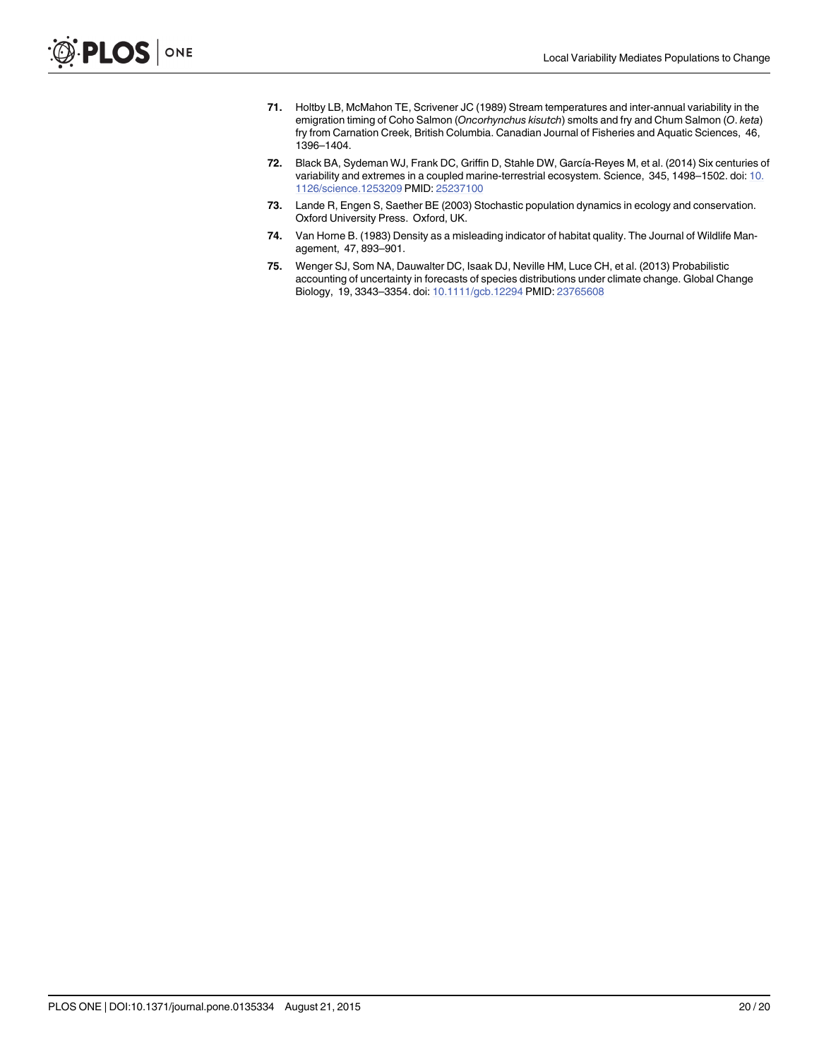71. Holtby LB, McMahon TE, Scrivener JC (1989) Stream temperatures and inter-annual variability in the emigration timing of Coho Salmon (*Oncorhynchus kisutch*) smolts and fry and Chum Salmon (*O*. *keta*) fry from Carnation Creek, British Columbia. Canadian Journal of Fisheries and Aquatic Sciences, 46, 1396–1404.

72. Black BA, Sydeman WJ, Frank DC, Griffin D, Stahle DW, García-Reyes M, et al. (2014) Six centuries of variability and extremes in a coupled marine-terrestrial ecosystem. Science, 345, 1498–1502. doi: 10.1126/science.1253209 PMID: 25237100

73. Lande R, Engen S, Saether BE (2003) Stochastic population dynamics in ecology and conservation. Oxford University Press. Oxford, UK.

74. Van Horne B. (1983) Density as a misleading indicator of habitat quality. The Journal of Wildlife Management, 47, 893–901.

75. Wenger SJ, Som NA, Dauwalter DC, Isaak DJ, Neville HM, Luce CH, et al. (2013) Probabilistic accounting of uncertainty in forecasts of species distributions under climate change. Global Change Biology, 19, 3343–3354. doi: 10.1111/gcb.12294 PMID: 23765608